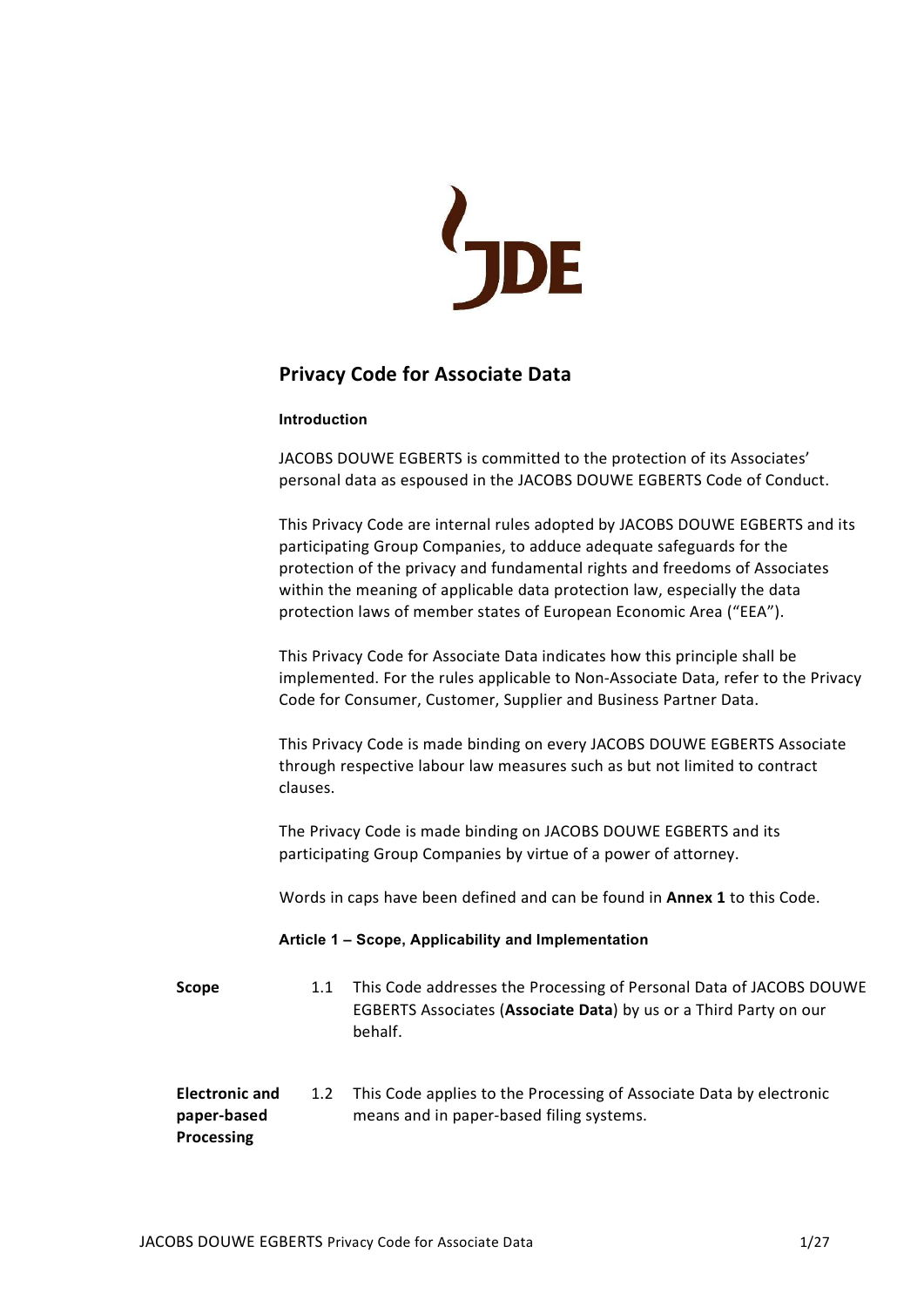# Privacy Code for Associate Data

### Introduction

JACOBS DOUWE EGBERTS is committed to the protection of its Associates' personal data as espoused in the JACOBS DOUWE EGBERTS Code of Conduct.

This Privacy Code are internal rules adopted by JACOBS DOUWE EGBERTS and its participating Group Companies, to adduce adequate safeguards for the protection of the privacy and fundamental rights and freedoms of Associates within the meaning of applicable data protection law, especially the data protection laws of member states of European Economic Area ("EEA").

This Privacy Code for Associate Data indicates how this principle shall be implemented. For the rules applicable to Non-Associate Data, refer to the Privacy Code for Consumer, Customer, Supplier and Business Partner Data.

This Privacy Code is made binding on every JACOBS DOUWE EGBERTS Associate through respective labour law measures such as but not limited to contract clauses.

The Privacy Code is made binding on JACOBS DOUWE EGBERTS and its participating Group Companies by virtue of a power of attorney.

Words in caps have been defined and can be found in **Annex 1** to this Code.

### Article 1 – Scope, Applicability and Implementation

**Scope**

1.1 This Code addresses the Processing of Personal Data of JACOBS DOUWE EGBERTS Associates (**Associate Data**) by us or a Third Party on our behalf.

**Electronic and paper-based Processing**

1.2 This Code applies to the Processing of Associate Data by electronic means and in paper-based filing systems.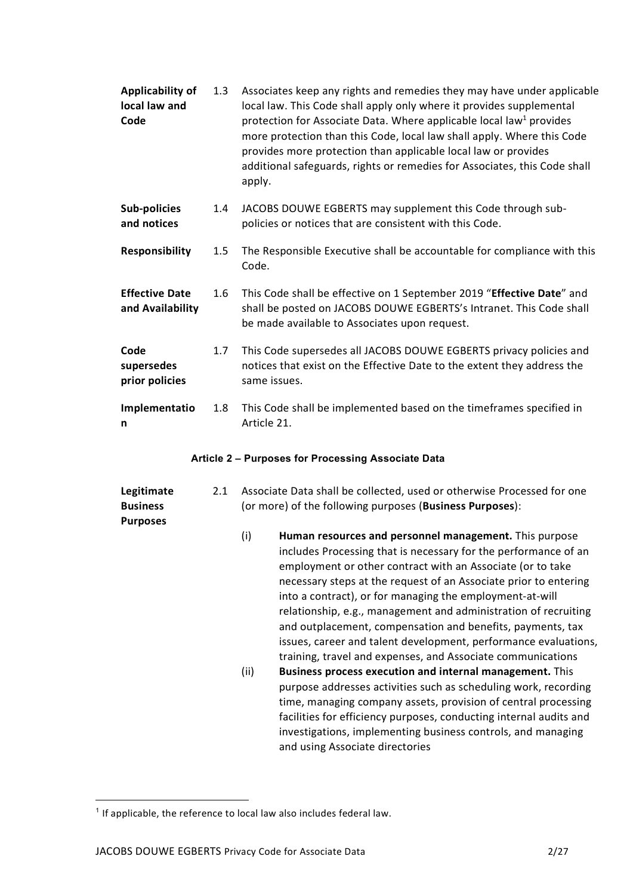**Applicability of local law and Code** 1.3 Associates keep any rights and remedies they may have under applicable local law. This Code shall apply only where it provides supplemental protection for Associate Data. Where applicable local law[1] provides more protection than this Code, local law shall apply. Where this Code provides more protection than applicable local law or provides additional safeguards, rights or remedies for Associates, this Code shall apply.

**Sub-policies and notices** 1.4 JACOBS DOUWE EGBERTS may supplement this Code through sub-policies or notices that are consistent with this Code.

**Responsibility** 1.5 The Responsible Executive shall be accountable for compliance with this Code.

**Effective Date and Availability** 1.6 This Code shall be effective on 1 September 2019 "**Effective Date**" and shall be posted on JACOBS DOUWE EGBERTS's Intranet. This Code shall be made available to Associates upon request.

**Code supersedes prior policies** 1.7 This Code supersedes all JACOBS DOUWE EGBERTS privacy policies and notices that exist on the Effective Date to the extent they address the same issues.

**Implementation** 1.8 This Code shall be implemented based on the timeframes specified in Article 21.

## Article 2 – Purposes for Processing Associate Data

**Legitimate Business Purposes** 2.1 Associate Data shall be collected, used or otherwise Processed for one (or more) of the following purposes (**Business Purposes**):

(i) **Human resources and personnel management.** This purpose includes Processing that is necessary for the performance of an employment or other contract with an Associate (or to take necessary steps at the request of an Associate prior to entering into a contract), or for managing the employment-at-will relationship, e.g., management and administration of recruiting and outplacement, compensation and benefits, payments, tax issues, career and talent development, performance evaluations, training, travel and expenses, and Associate communications

(ii) **Business process execution and internal management.** This purpose addresses activities such as scheduling work, recording time, managing company assets, provision of central processing facilities for efficiency purposes, conducting internal audits and investigations, implementing business controls, and managing and using Associate directories

[1] If applicable, the reference to local law also includes federal law.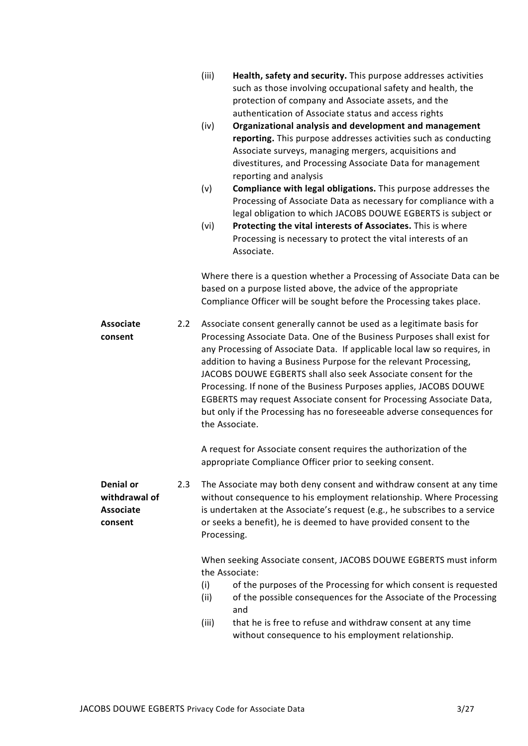(iii) **Health, safety and security.** This purpose addresses activities such as those involving occupational safety and health, the protection of company and Associate assets, and the authentication of Associate status and access rights

(iv) **Organizational analysis and development and management reporting.** This purpose addresses activities such as conducting Associate surveys, managing mergers, acquisitions and divestitures, and Processing Associate Data for management reporting and analysis

(v) **Compliance with legal obligations.** This purpose addresses the Processing of Associate Data as necessary for compliance with a legal obligation to which JACOBS DOUWE EGBERTS is subject or

(vi) **Protecting the vital interests of Associates.** This is where Processing is necessary to protect the vital interests of an Associate.

Where there is a question whether a Processing of Associate Data can be based on a purpose listed above, the advice of the appropriate Compliance Officer will be sought before the Processing takes place.

**Associate consent**

2.2 Associate consent generally cannot be used as a legitimate basis for Processing Associate Data. One of the Business Purposes shall exist for any Processing of Associate Data. If applicable local law so requires, in addition to having a Business Purpose for the relevant Processing, JACOBS DOUWE EGBERTS shall also seek Associate consent for the Processing. If none of the Business Purposes applies, JACOBS DOUWE EGBERTS may request Associate consent for Processing Associate Data, but only if the Processing has no foreseeable adverse consequences for the Associate.

A request for Associate consent requires the authorization of the appropriate Compliance Officer prior to seeking consent.

**Denial or withdrawal of Associate consent**

2.3 The Associate may both deny consent and withdraw consent at any time without consequence to his employment relationship. Where Processing is undertaken at the Associate's request (e.g., he subscribes to a service or seeks a benefit), he is deemed to have provided consent to the Processing.

When seeking Associate consent, JACOBS DOUWE EGBERTS must inform the Associate:

(i) of the purposes of the Processing for which consent is requested

(ii) of the possible consequences for the Associate of the Processing and

(iii) that he is free to refuse and withdraw consent at any time without consequence to his employment relationship.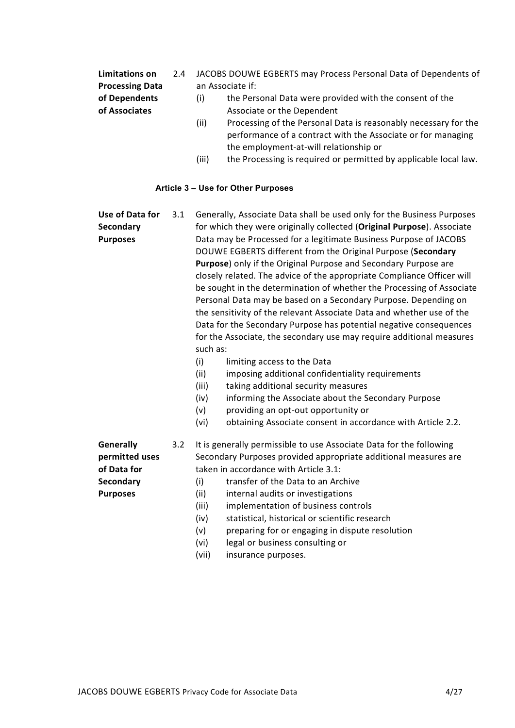**Limitations on Processing Data of Dependents of Associates**

2.4 JACOBS DOUWE EGBERTS may Process Personal Data of Dependents of an Associate if:

(i) the Personal Data were provided with the consent of the Associate or the Dependent

(ii) Processing of the Personal Data is reasonably necessary for the performance of a contract with the Associate or for managing the employment-at-will relationship or

(iii) the Processing is required or permitted by applicable local law.

## Article 3 – Use for Other Purposes

**Use of Data for Secondary Purposes**

3.1 Generally, Associate Data shall be used only for the Business Purposes for which they were originally collected (**Original Purpose**). Associate Data may be Processed for a legitimate Business Purpose of JACOBS DOUWE EGBERTS different from the Original Purpose (**Secondary Purpose**) only if the Original Purpose and Secondary Purpose are closely related. The advice of the appropriate Compliance Officer will be sought in the determination of whether the Processing of Associate Personal Data may be based on a Secondary Purpose. Depending on the sensitivity of the relevant Associate Data and whether use of the Data for the Secondary Purpose has potential negative consequences for the Associate, the secondary use may require additional measures such as:

(i) limiting access to the Data

(ii) imposing additional confidentiality requirements

(iii) taking additional security measures

(iv) informing the Associate about the Secondary Purpose

(v) providing an opt-out opportunity or

(vi) obtaining Associate consent in accordance with Article 2.2.

**Generally permitted uses of Data for Secondary Purposes**

3.2 It is generally permissible to use Associate Data for the following Secondary Purposes provided appropriate additional measures are taken in accordance with Article 3.1:

(i) transfer of the Data to an Archive

(ii) internal audits or investigations

(iii) implementation of business controls

(iv) statistical, historical or scientific research

(v) preparing for or engaging in dispute resolution

(vi) legal or business consulting or

(vii) insurance purposes.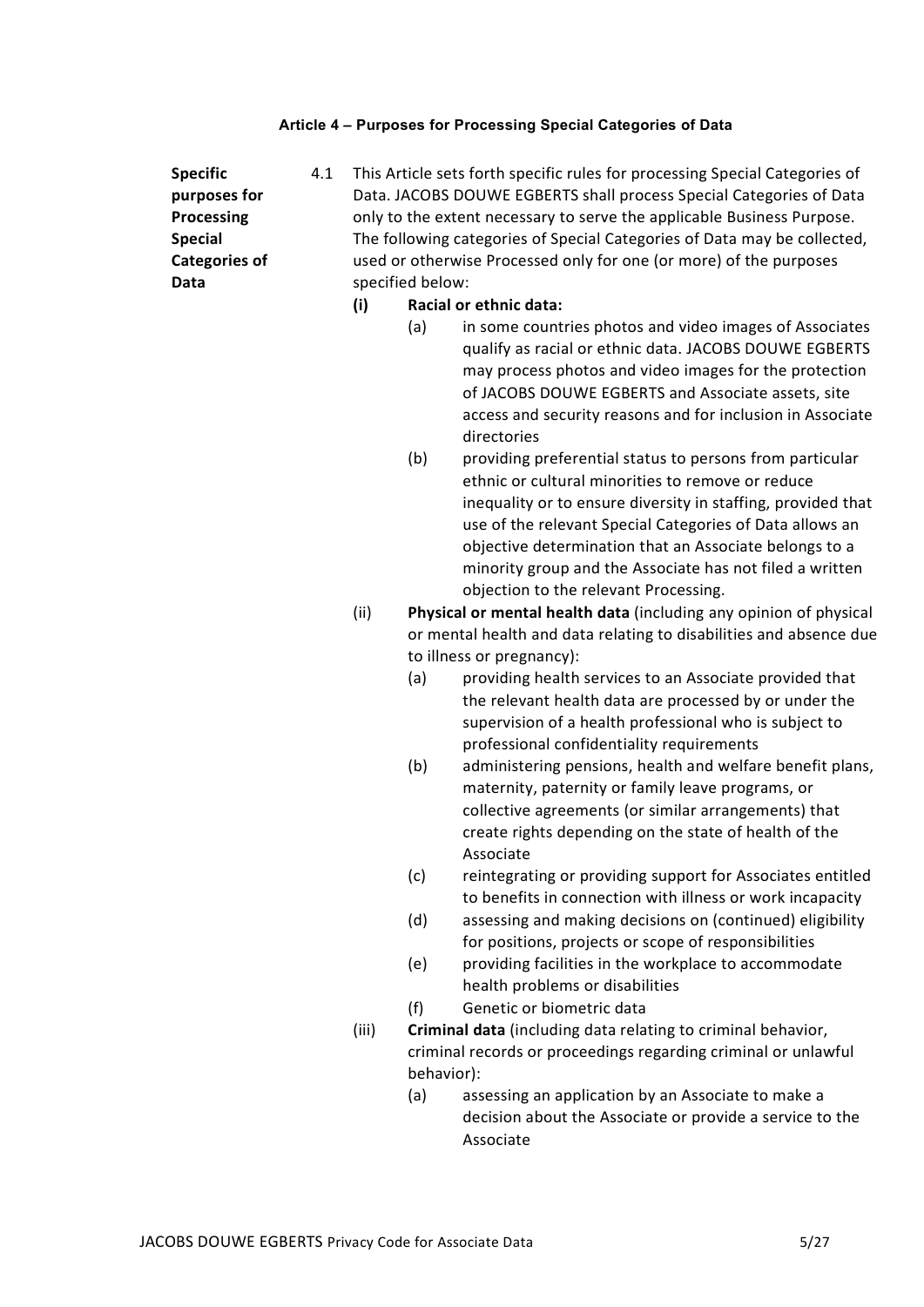#### Article 4 – Purposes for Processing Special Categories of Data

**Specific purposes for Processing Special Categories of Data**

4.1 This Article sets forth specific rules for processing Special Categories of Data. JACOBS DOUWE EGBERTS shall process Special Categories of Data only to the extent necessary to serve the applicable Business Purpose. The following categories of Special Categories of Data may be collected, used or otherwise Processed only for one (or more) of the purposes specified below:

**(i) Racial or ethnic data:**

(a) in some countries photos and video images of Associates qualify as racial or ethnic data. JACOBS DOUWE EGBERTS may process photos and video images for the protection of JACOBS DOUWE EGBERTS and Associate assets, site access and security reasons and for inclusion in Associate directories

(b) providing preferential status to persons from particular ethnic or cultural minorities to remove or reduce inequality or to ensure diversity in staffing, provided that use of the relevant Special Categories of Data allows an objective determination that an Associate belongs to a minority group and the Associate has not filed a written objection to the relevant Processing.

(ii) **Physical or mental health data** (including any opinion of physical or mental health and data relating to disabilities and absence due to illness or pregnancy):

(a) providing health services to an Associate provided that the relevant health data are processed by or under the supervision of a health professional who is subject to professional confidentiality requirements

(b) administering pensions, health and welfare benefit plans, maternity, paternity or family leave programs, or collective agreements (or similar arrangements) that create rights depending on the state of health of the Associate

(c) reintegrating or providing support for Associates entitled to benefits in connection with illness or work incapacity

(d) assessing and making decisions on (continued) eligibility for positions, projects or scope of responsibilities

(e) providing facilities in the workplace to accommodate health problems or disabilities

(f) Genetic or biometric data

(iii) **Criminal data** (including data relating to criminal behavior, criminal records or proceedings regarding criminal or unlawful behavior):

(a) assessing an application by an Associate to make a decision about the Associate or provide a service to the Associate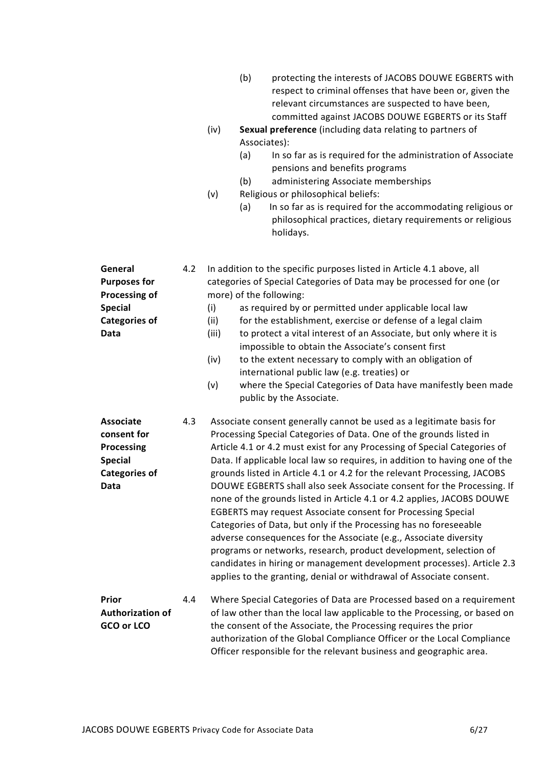- (b) protecting the interests of JACOBS DOUWE EGBERTS with respect to criminal offenses that have been or, given the relevant circumstances are suspected to have been, committed against JACOBS DOUWE EGBERTS or its Staff

(iv) **Sexual preference** (including data relating to partners of Associates):
- (a) In so far as is required for the administration of Associate pensions and benefits programs
- (b) administering Associate memberships

(v) Religious or philosophical beliefs:
- (a) In so far as is required for the accommodating religious or philosophical practices, dietary requirements or religious holidays.

**General Purposes for Processing of Special Categories of Data**

4.2 In addition to the specific purposes listed in Article 4.1 above, all categories of Special Categories of Data may be processed for one (or more) of the following:

- (i) as required by or permitted under applicable local law
- (ii) for the establishment, exercise or defense of a legal claim
- (iii) to protect a vital interest of an Associate, but only where it is impossible to obtain the Associate's consent first
- (iv) to the extent necessary to comply with an obligation of international public law (e.g. treaties) or
- (v) where the Special Categories of Data have manifestly been made public by the Associate.

**Associate consent for Processing Special Categories of Data**

4.3 Associate consent generally cannot be used as a legitimate basis for Processing Special Categories of Data. One of the grounds listed in Article 4.1 or 4.2 must exist for any Processing of Special Categories of Data. If applicable local law so requires, in addition to having one of the grounds listed in Article 4.1 or 4.2 for the relevant Processing, JACOBS DOUWE EGBERTS shall also seek Associate consent for the Processing. If none of the grounds listed in Article 4.1 or 4.2 applies, JACOBS DOUWE EGBERTS may request Associate consent for Processing Special Categories of Data, but only if the Processing has no foreseeable adverse consequences for the Associate (e.g., Associate diversity programs or networks, research, product development, selection of candidates in hiring or management development processes). Article 2.3 applies to the granting, denial or withdrawal of Associate consent.

**Prior Authorization of GCO or LCO**

4.4 Where Special Categories of Data are Processed based on a requirement of law other than the local law applicable to the Processing, or based on the consent of the Associate, the Processing requires the prior authorization of the Global Compliance Officer or the Local Compliance Officer responsible for the relevant business and geographic area.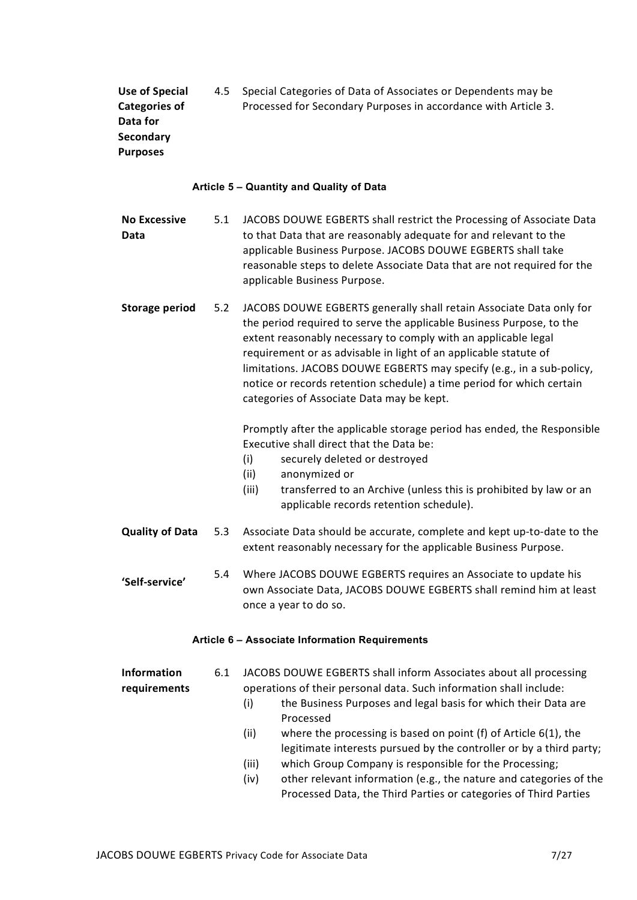**Use of Special Categories of Data for Secondary Purposes**

4.5 Special Categories of Data of Associates or Dependents may be Processed for Secondary Purposes in accordance with Article 3.

## Article 5 – Quantity and Quality of Data

**No Excessive Data**

5.1 JACOBS DOUWE EGBERTS shall restrict the Processing of Associate Data to that Data that are reasonably adequate for and relevant to the applicable Business Purpose. JACOBS DOUWE EGBERTS shall take reasonable steps to delete Associate Data that are not required for the applicable Business Purpose.

**Storage period**

5.2 JACOBS DOUWE EGBERTS generally shall retain Associate Data only for the period required to serve the applicable Business Purpose, to the extent reasonably necessary to comply with an applicable legal requirement or as advisable in light of an applicable statute of limitations. JACOBS DOUWE EGBERTS may specify (e.g., in a sub-policy, notice or records retention schedule) a time period for which certain categories of Associate Data may be kept.

Promptly after the applicable storage period has ended, the Responsible Executive shall direct that the Data be:

- (i) securely deleted or destroyed
- (ii) anonymized or
- (iii) transferred to an Archive (unless this is prohibited by law or an applicable records retention schedule).

**Quality of Data**

5.3 Associate Data should be accurate, complete and kept up-to-date to the extent reasonably necessary for the applicable Business Purpose.

**'Self-service'**

5.4 Where JACOBS DOUWE EGBERTS requires an Associate to update his own Associate Data, JACOBS DOUWE EGBERTS shall remind him at least once a year to do so.

## Article 6 – Associate Information Requirements

**Information requirements**

6.1 JACOBS DOUWE EGBERTS shall inform Associates about all processing operations of their personal data. Such information shall include:

- (i) the Business Purposes and legal basis for which their Data are Processed
- (ii) where the processing is based on point (f) of Article 6(1), the legitimate interests pursued by the controller or by a third party;
- (iii) which Group Company is responsible for the Processing;
- (iv) other relevant information (e.g., the nature and categories of the Processed Data, the Third Parties or categories of Third Parties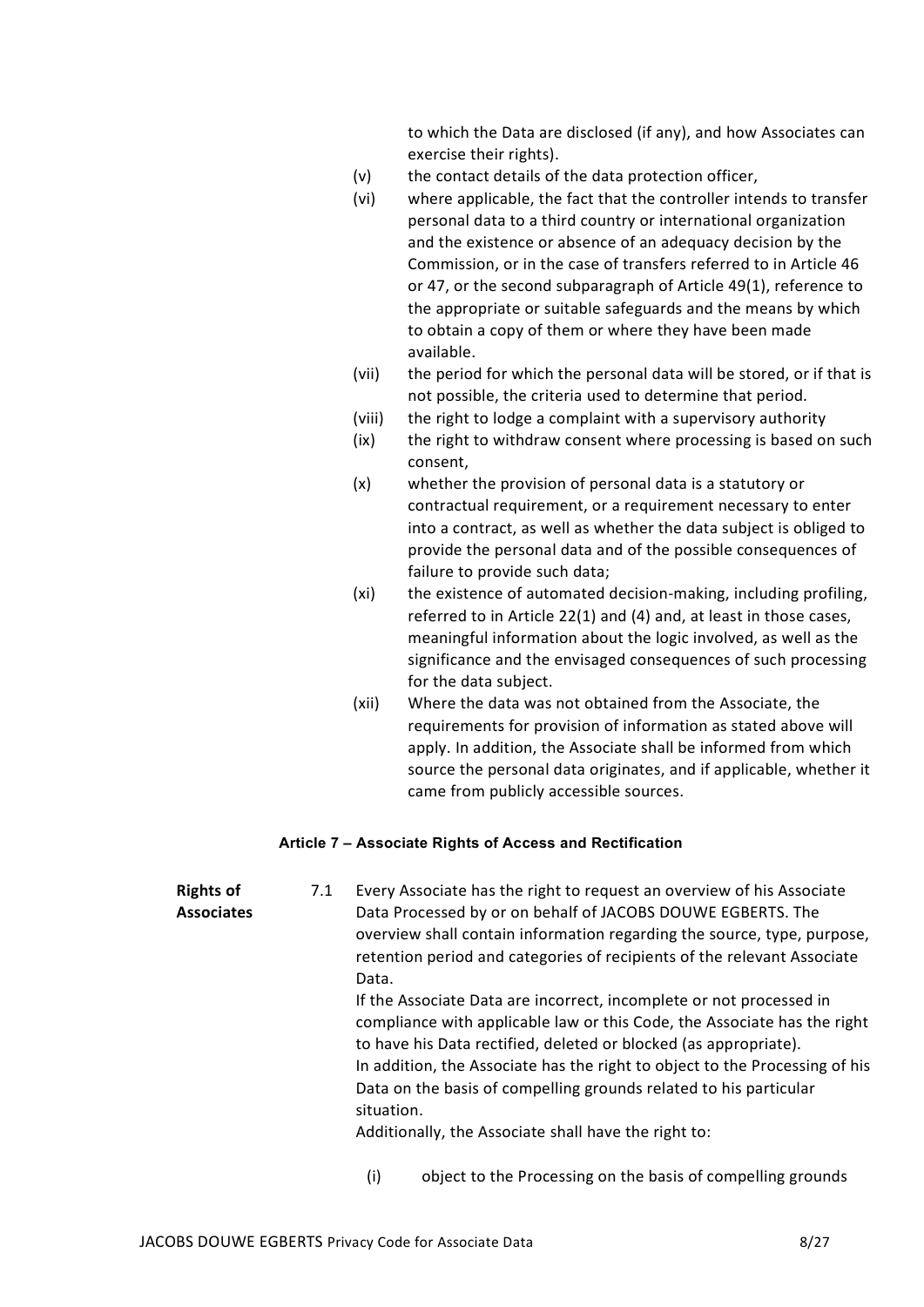to which the Data are disclosed (if any), and how Associates can exercise their rights).

(v) the contact details of the data protection officer,

(vi) where applicable, the fact that the controller intends to transfer personal data to a third country or international organization and the existence or absence of an adequacy decision by the Commission, or in the case of transfers referred to in Article 46 or 47, or the second subparagraph of Article 49(1), reference to the appropriate or suitable safeguards and the means by which to obtain a copy of them or where they have been made available.

(vii) the period for which the personal data will be stored, or if that is not possible, the criteria used to determine that period.

(viii) the right to lodge a complaint with a supervisory authority

(ix) the right to withdraw consent where processing is based on such consent,

(x) whether the provision of personal data is a statutory or contractual requirement, or a requirement necessary to enter into a contract, as well as whether the data subject is obliged to provide the personal data and of the possible consequences of failure to provide such data;

(xi) the existence of automated decision-making, including profiling, referred to in Article 22(1) and (4) and, at least in those cases, meaningful information about the logic involved, as well as the significance and the envisaged consequences of such processing for the data subject.

(xii) Where the data was not obtained from the Associate, the requirements for provision of information as stated above will apply. In addition, the Associate shall be informed from which source the personal data originates, and if applicable, whether it came from publicly accessible sources.

### Article 7 – Associate Rights of Access and Rectification

**Rights of Associates**

7.1 Every Associate has the right to request an overview of his Associate Data Processed by or on behalf of JACOBS DOUWE EGBERTS. The overview shall contain information regarding the source, type, purpose, retention period and categories of recipients of the relevant Associate Data.

If the Associate Data are incorrect, incomplete or not processed in compliance with applicable law or this Code, the Associate has the right to have his Data rectified, deleted or blocked (as appropriate).

In addition, the Associate has the right to object to the Processing of his Data on the basis of compelling grounds related to his particular situation.

Additionally, the Associate shall have the right to:

(i) object to the Processing on the basis of compelling grounds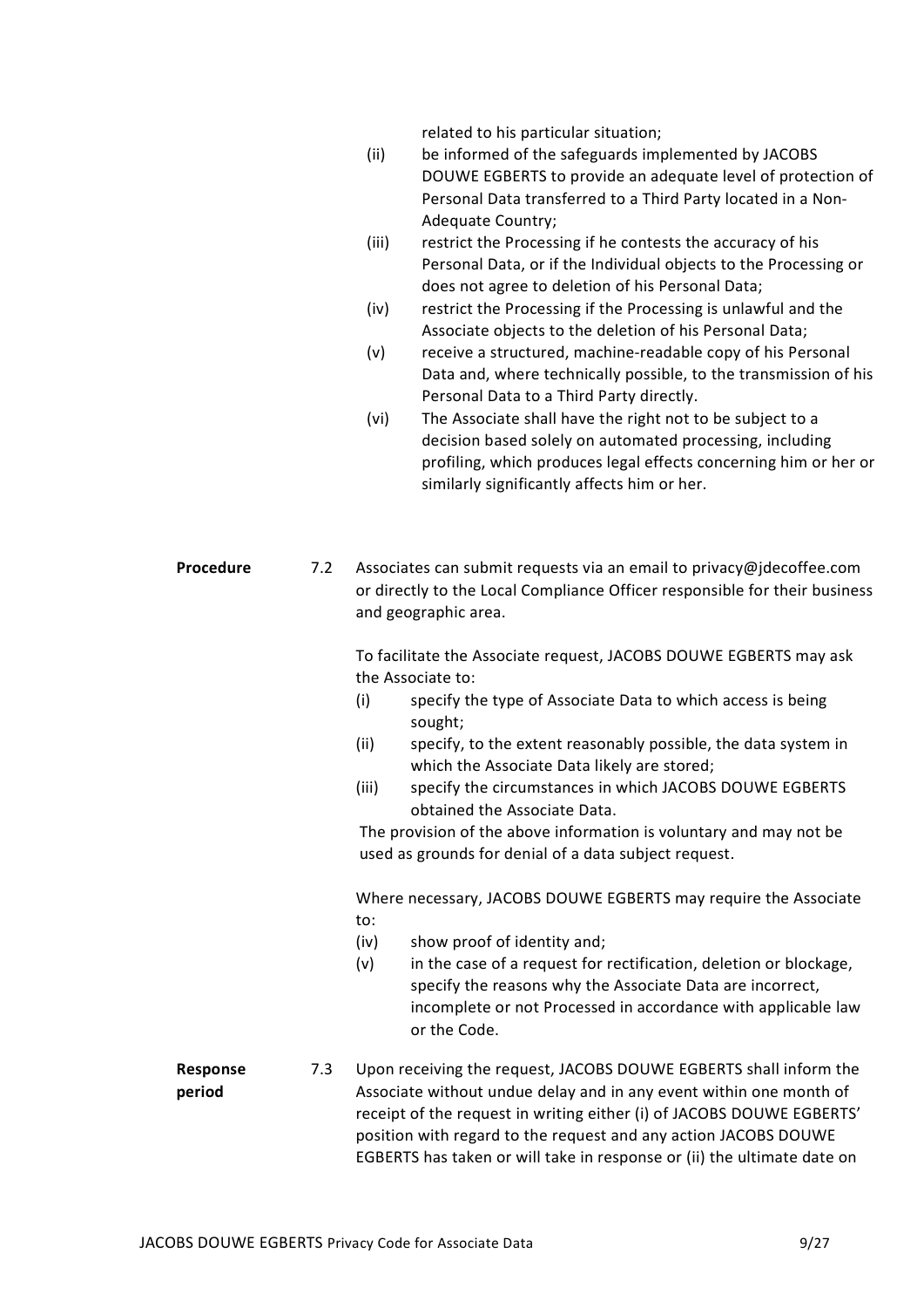related to his particular situation;

(ii) be informed of the safeguards implemented by JACOBS DOUWE EGBERTS to provide an adequate level of protection of Personal Data transferred to a Third Party located in a Non-Adequate Country;

(iii) restrict the Processing if he contests the accuracy of his Personal Data, or if the Individual objects to the Processing or does not agree to deletion of his Personal Data;

(iv) restrict the Processing if the Processing is unlawful and the Associate objects to the deletion of his Personal Data;

(v) receive a structured, machine-readable copy of his Personal Data and, where technically possible, to the transmission of his Personal Data to a Third Party directly.

(vi) The Associate shall have the right not to be subject to a decision based solely on automated processing, including profiling, which produces legal effects concerning him or her or similarly significantly affects him or her.

**Procedure**

7.2 Associates can submit requests via an email to privacy@jdecoffee.com or directly to the Local Compliance Officer responsible for their business and geographic area.

To facilitate the Associate request, JACOBS DOUWE EGBERTS may ask the Associate to:

(i) specify the type of Associate Data to which access is being sought;

(ii) specify, to the extent reasonably possible, the data system in which the Associate Data likely are stored;

(iii) specify the circumstances in which JACOBS DOUWE EGBERTS obtained the Associate Data.

The provision of the above information is voluntary and may not be used as grounds for denial of a data subject request.

Where necessary, JACOBS DOUWE EGBERTS may require the Associate to:

(iv) show proof of identity and;

(v) in the case of a request for rectification, deletion or blockage, specify the reasons why the Associate Data are incorrect, incomplete or not Processed in accordance with applicable law or the Code.

**Response period**

7.3 Upon receiving the request, JACOBS DOUWE EGBERTS shall inform the Associate without undue delay and in any event within one month of receipt of the request in writing either (i) of JACOBS DOUWE EGBERTS' position with regard to the request and any action JACOBS DOUWE EGBERTS has taken or will take in response or (ii) the ultimate date on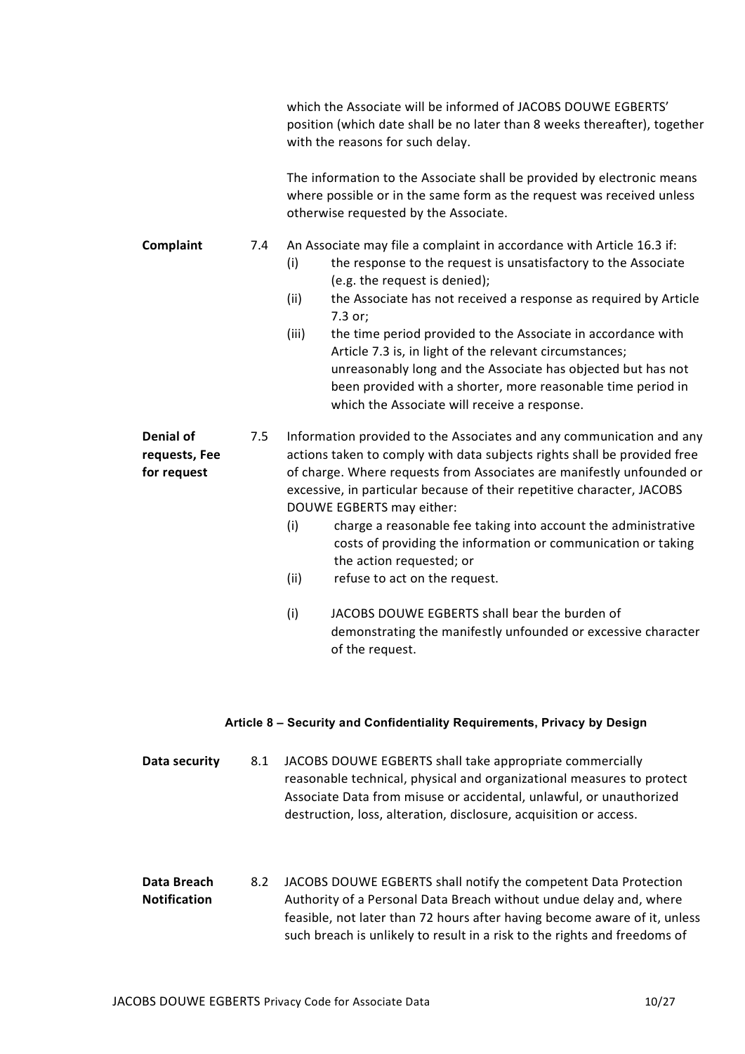which the Associate will be informed of JACOBS DOUWE EGBERTS' position (which date shall be no later than 8 weeks thereafter), together with the reasons for such delay.

The information to the Associate shall be provided by electronic means where possible or in the same form as the request was received unless otherwise requested by the Associate.

**Complaint**

7.4 An Associate may file a complaint in accordance with Article 16.3 if:

(i) the response to the request is unsatisfactory to the Associate (e.g. the request is denied);

(ii) the Associate has not received a response as required by Article 7.3 or;

(iii) the time period provided to the Associate in accordance with Article 7.3 is, in light of the relevant circumstances; unreasonably long and the Associate has objected but has not been provided with a shorter, more reasonable time period in which the Associate will receive a response.

**Denial of requests, Fee for request**

7.5 Information provided to the Associates and any communication and any actions taken to comply with data subjects rights shall be provided free of charge. Where requests from Associates are manifestly unfounded or excessive, in particular because of their repetitive character, JACOBS DOUWE EGBERTS may either:

(i) charge a reasonable fee taking into account the administrative costs of providing the information or communication or taking the action requested; or

(ii) refuse to act on the request.

(i) JACOBS DOUWE EGBERTS shall bear the burden of demonstrating the manifestly unfounded or excessive character of the request.

#### Article 8 – Security and Confidentiality Requirements, Privacy by Design

**Data security**

8.1 JACOBS DOUWE EGBERTS shall take appropriate commercially reasonable technical, physical and organizational measures to protect Associate Data from misuse or accidental, unlawful, or unauthorized destruction, loss, alteration, disclosure, acquisition or access.

**Data Breach Notification**

8.2 JACOBS DOUWE EGBERTS shall notify the competent Data Protection Authority of a Personal Data Breach without undue delay and, where feasible, not later than 72 hours after having become aware of it, unless such breach is unlikely to result in a risk to the rights and freedoms of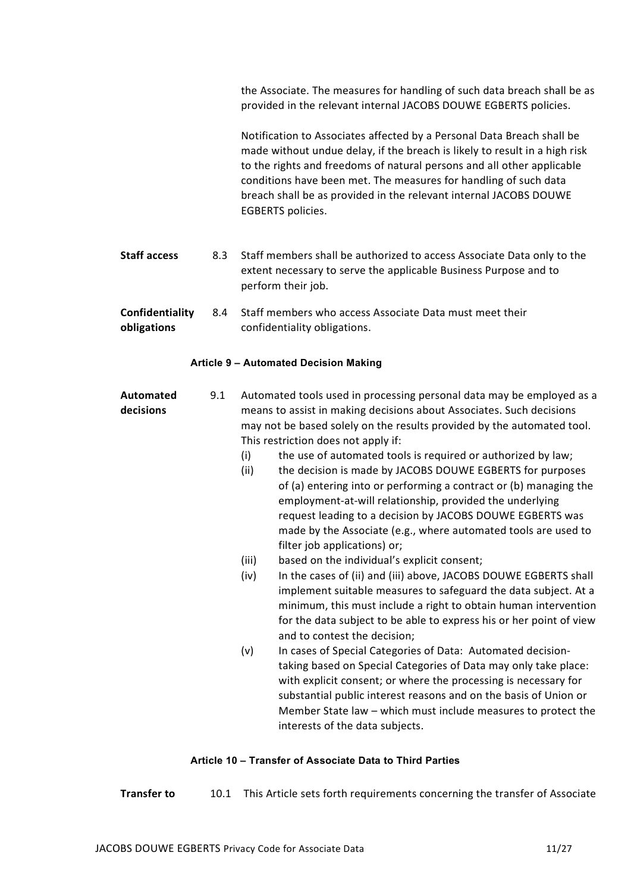the Associate. The measures for handling of such data breach shall be as provided in the relevant internal JACOBS DOUWE EGBERTS policies.

Notification to Associates affected by a Personal Data Breach shall be made without undue delay, if the breach is likely to result in a high risk to the rights and freedoms of natural persons and all other applicable conditions have been met. The measures for handling of such data breach shall be as provided in the relevant internal JACOBS DOUWE EGBERTS policies.

**Staff access** 8.3 Staff members shall be authorized to access Associate Data only to the extent necessary to serve the applicable Business Purpose and to perform their job.

**Confidentiality obligations** 8.4 Staff members who access Associate Data must meet their confidentiality obligations.

#### Article 9 – Automated Decision Making

**Automated decisions** 9.1 Automated tools used in processing personal data may be employed as a means to assist in making decisions about Associates. Such decisions may not be based solely on the results provided by the automated tool. This restriction does not apply if:

- (i) the use of automated tools is required or authorized by law;
- (ii) the decision is made by JACOBS DOUWE EGBERTS for purposes of (a) entering into or performing a contract or (b) managing the employment-at-will relationship, provided the underlying request leading to a decision by JACOBS DOUWE EGBERTS was made by the Associate (e.g., where automated tools are used to filter job applications) or;
- (iii) based on the individual's explicit consent;
- (iv) In the cases of (ii) and (iii) above, JACOBS DOUWE EGBERTS shall implement suitable measures to safeguard the data subject. At a minimum, this must include a right to obtain human intervention for the data subject to be able to express his or her point of view and to contest the decision;
- (v) In cases of Special Categories of Data: Automated decision-taking based on Special Categories of Data may only take place: with explicit consent; or where the processing is necessary for substantial public interest reasons and on the basis of Union or Member State law – which must include measures to protect the interests of the data subjects.

#### Article 10 – Transfer of Associate Data to Third Parties

**Transfer to** 10.1 This Article sets forth requirements concerning the transfer of Associate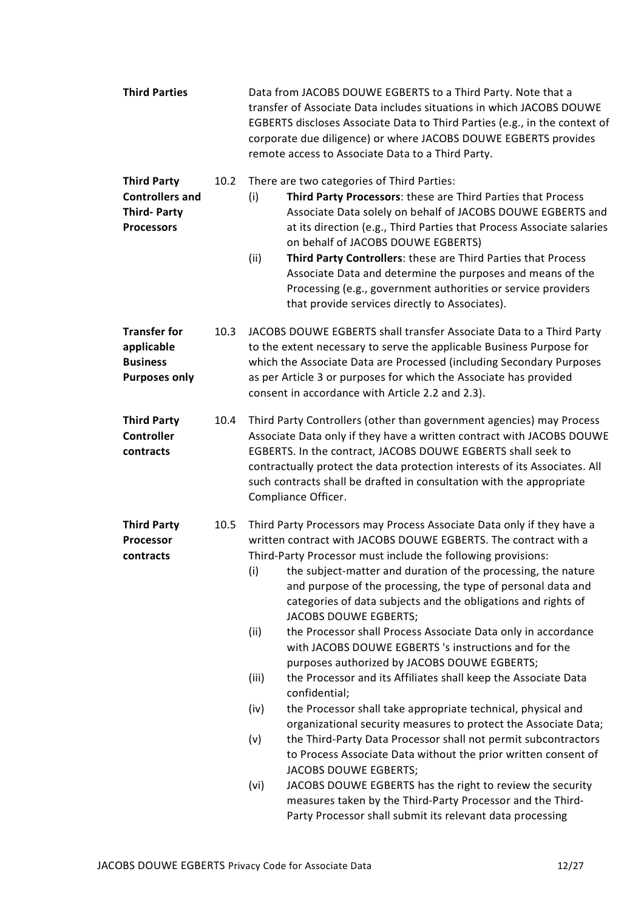**Third Parties** Data from JACOBS DOUWE EGBERTS to a Third Party. Note that a transfer of Associate Data includes situations in which JACOBS DOUWE EGBERTS discloses Associate Data to Third Parties (e.g., in the context of corporate due diligence) or where JACOBS DOUWE EGBERTS provides remote access to Associate Data to a Third Party.

**Third Party Controllers and Third- Party Processors**

10.2 There are two categories of Third Parties:

(i) **Third Party Processors**: these are Third Parties that Process Associate Data solely on behalf of JACOBS DOUWE EGBERTS and at its direction (e.g., Third Parties that Process Associate salaries on behalf of JACOBS DOUWE EGBERTS)

(ii) **Third Party Controllers**: these are Third Parties that Process Associate Data and determine the purposes and means of the Processing (e.g., government authorities or service providers that provide services directly to Associates).

**Transfer for applicable Business Purposes only**

10.3 JACOBS DOUWE EGBERTS shall transfer Associate Data to a Third Party to the extent necessary to serve the applicable Business Purpose for which the Associate Data are Processed (including Secondary Purposes as per Article 3 or purposes for which the Associate has provided consent in accordance with Article 2.2 and 2.3).

**Third Party Controller contracts**

10.4 Third Party Controllers (other than government agencies) may Process Associate Data only if they have a written contract with JACOBS DOUWE EGBERTS. In the contract, JACOBS DOUWE EGBERTS shall seek to contractually protect the data protection interests of its Associates. All such contracts shall be drafted in consultation with the appropriate Compliance Officer.

**Third Party Processor contracts**

10.5 Third Party Processors may Process Associate Data only if they have a written contract with JACOBS DOUWE EGBERTS. The contract with a Third-Party Processor must include the following provisions:

(i) the subject-matter and duration of the processing, the nature and purpose of the processing, the type of personal data and categories of data subjects and the obligations and rights of JACOBS DOUWE EGBERTS;

(ii) the Processor shall Process Associate Data only in accordance with JACOBS DOUWE EGBERTS 's instructions and for the purposes authorized by JACOBS DOUWE EGBERTS;

(iii) the Processor and its Affiliates shall keep the Associate Data confidential;

(iv) the Processor shall take appropriate technical, physical and organizational security measures to protect the Associate Data;

(v) the Third-Party Data Processor shall not permit subcontractors to Process Associate Data without the prior written consent of JACOBS DOUWE EGBERTS;

(vi) JACOBS DOUWE EGBERTS has the right to review the security measures taken by the Third-Party Processor and the Third-Party Processor shall submit its relevant data processing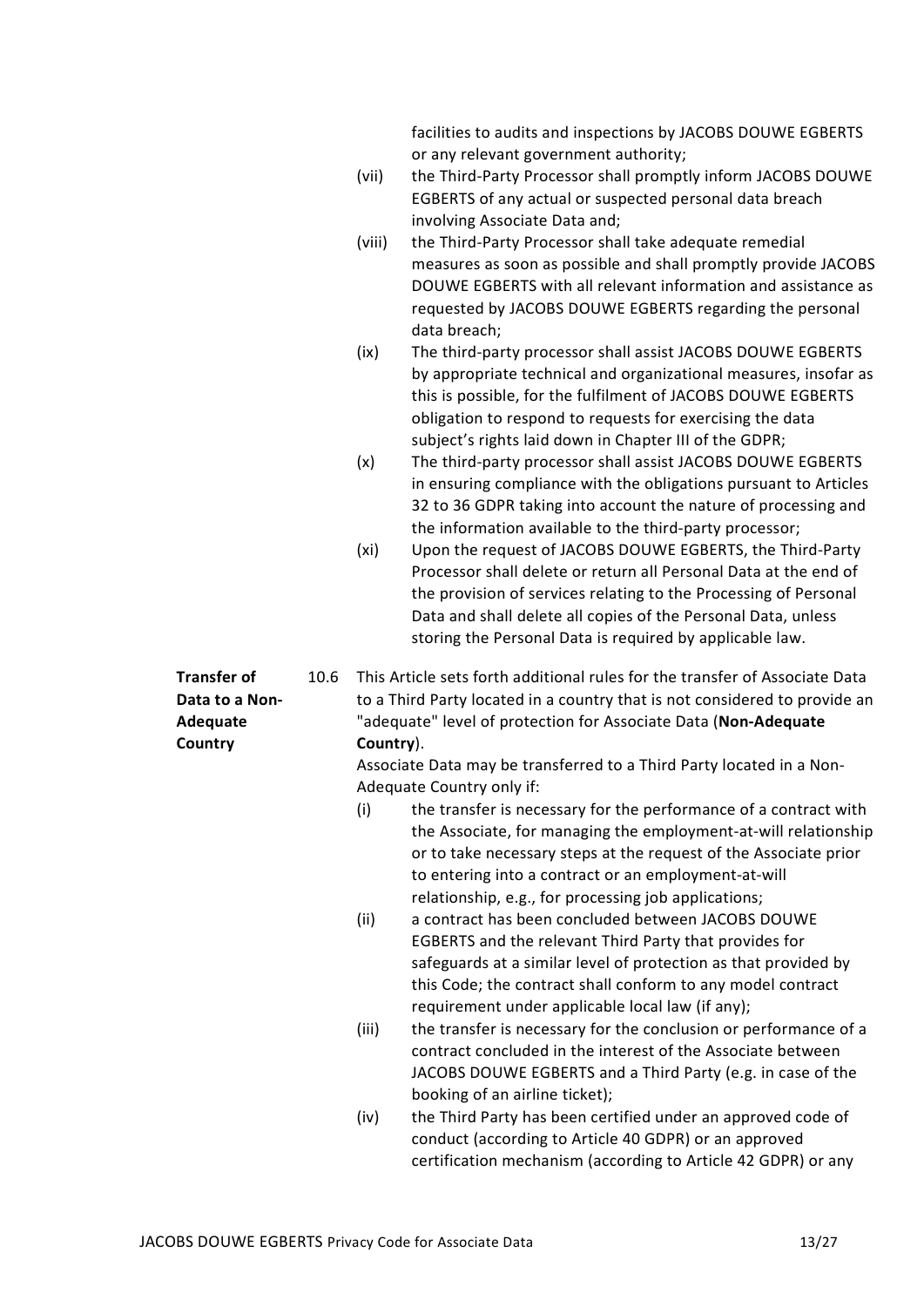facilities to audits and inspections by JACOBS DOUWE EGBERTS or any relevant government authority;

(vii) the Third-Party Processor shall promptly inform JACOBS DOUWE EGBERTS of any actual or suspected personal data breach involving Associate Data and;

(viii) the Third-Party Processor shall take adequate remedial measures as soon as possible and shall promptly provide JACOBS DOUWE EGBERTS with all relevant information and assistance as requested by JACOBS DOUWE EGBERTS regarding the personal data breach;

(ix) The third-party processor shall assist JACOBS DOUWE EGBERTS by appropriate technical and organizational measures, insofar as this is possible, for the fulfilment of JACOBS DOUWE EGBERTS obligation to respond to requests for exercising the data subject's rights laid down in Chapter III of the GDPR;

(x) The third-party processor shall assist JACOBS DOUWE EGBERTS in ensuring compliance with the obligations pursuant to Articles 32 to 36 GDPR taking into account the nature of processing and the information available to the third-party processor;

(xi) Upon the request of JACOBS DOUWE EGBERTS, the Third-Party Processor shall delete or return all Personal Data at the end of the provision of services relating to the Processing of Personal Data and shall delete all copies of the Personal Data, unless storing the Personal Data is required by applicable law.

**Transfer of Data to a Non-Adequate Country**

10.6 This Article sets forth additional rules for the transfer of Associate Data to a Third Party located in a country that is not considered to provide an "adequate" level of protection for Associate Data (**Non-Adequate Country**).

Associate Data may be transferred to a Third Party located in a Non-Adequate Country only if:

(i) the transfer is necessary for the performance of a contract with the Associate, for managing the employment-at-will relationship or to take necessary steps at the request of the Associate prior to entering into a contract or an employment-at-will relationship, e.g., for processing job applications;

(ii) a contract has been concluded between JACOBS DOUWE EGBERTS and the relevant Third Party that provides for safeguards at a similar level of protection as that provided by this Code; the contract shall conform to any model contract requirement under applicable local law (if any);

(iii) the transfer is necessary for the conclusion or performance of a contract concluded in the interest of the Associate between JACOBS DOUWE EGBERTS and a Third Party (e.g. in case of the booking of an airline ticket);

(iv) the Third Party has been certified under an approved code of conduct (according to Article 40 GDPR) or an approved certification mechanism (according to Article 42 GDPR) or any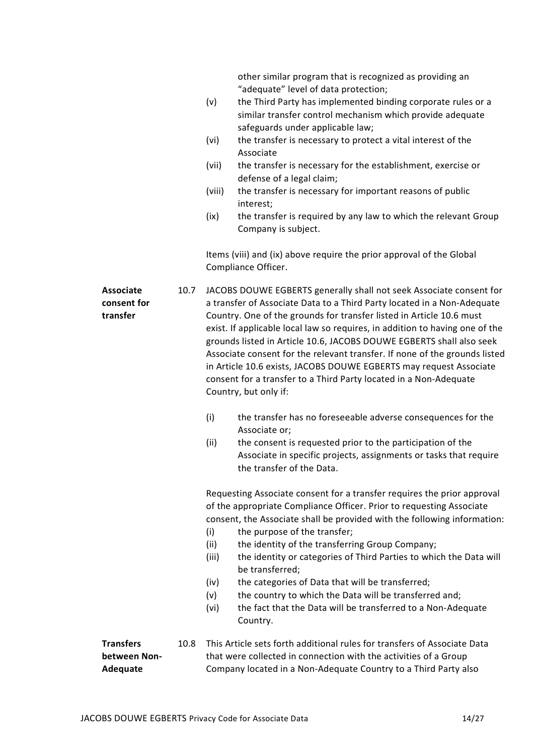other similar program that is recognized as providing an "adequate" level of data protection;

(v) the Third Party has implemented binding corporate rules or a similar transfer control mechanism which provide adequate safeguards under applicable law;

(vi) the transfer is necessary to protect a vital interest of the Associate

(vii) the transfer is necessary for the establishment, exercise or defense of a legal claim;

(viii) the transfer is necessary for important reasons of public interest;

(ix) the transfer is required by any law to which the relevant Group Company is subject.

Items (viii) and (ix) above require the prior approval of the Global Compliance Officer.

**Associate consent for transfer**

10.7 JACOBS DOUWE EGBERTS generally shall not seek Associate consent for a transfer of Associate Data to a Third Party located in a Non-Adequate Country. One of the grounds for transfer listed in Article 10.6 must exist. If applicable local law so requires, in addition to having one of the grounds listed in Article 10.6, JACOBS DOUWE EGBERTS shall also seek Associate consent for the relevant transfer. If none of the grounds listed in Article 10.6 exists, JACOBS DOUWE EGBERTS may request Associate consent for a transfer to a Third Party located in a Non-Adequate Country, but only if:

(i) the transfer has no foreseeable adverse consequences for the Associate or;

(ii) the consent is requested prior to the participation of the Associate in specific projects, assignments or tasks that require the transfer of the Data.

Requesting Associate consent for a transfer requires the prior approval of the appropriate Compliance Officer. Prior to requesting Associate consent, the Associate shall be provided with the following information:

(i) the purpose of the transfer;

(ii) the identity of the transferring Group Company;

(iii) the identity or categories of Third Parties to which the Data will be transferred;

(iv) the categories of Data that will be transferred;

(v) the country to which the Data will be transferred and;

(vi) the fact that the Data will be transferred to a Non-Adequate Country.

**Transfers between Non-Adequate**

10.8 This Article sets forth additional rules for transfers of Associate Data that were collected in connection with the activities of a Group Company located in a Non-Adequate Country to a Third Party also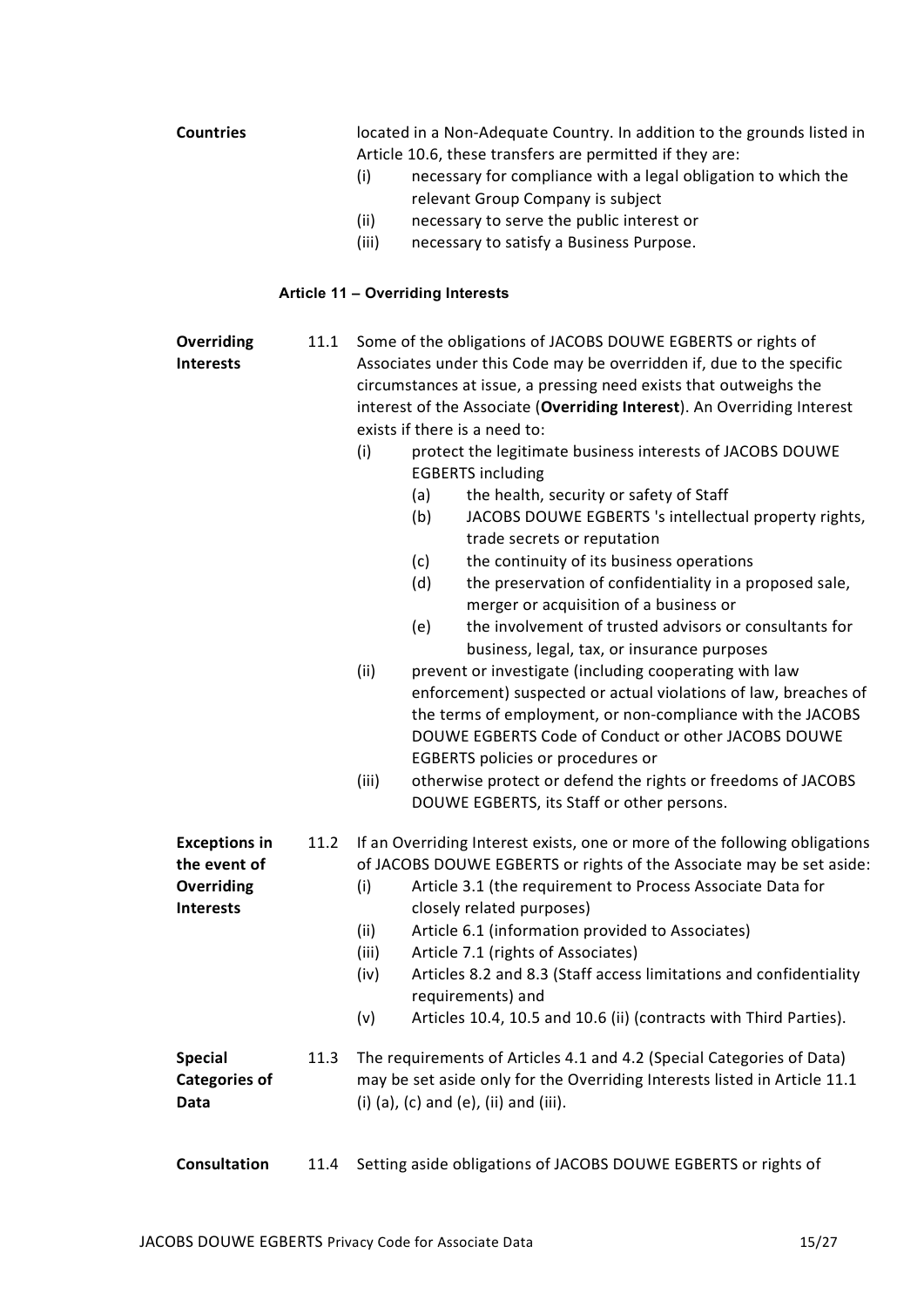**Countries** located in a Non-Adequate Country. In addition to the grounds listed in Article 10.6, these transfers are permitted if they are:

(i) necessary for compliance with a legal obligation to which the relevant Group Company is subject

(ii) necessary to serve the public interest or

(iii) necessary to satisfy a Business Purpose.

### Article 11 – Overriding Interests

**Overriding Interests**

11.1 Some of the obligations of JACOBS DOUWE EGBERTS or rights of Associates under this Code may be overridden if, due to the specific circumstances at issue, a pressing need exists that outweighs the interest of the Associate (**Overriding Interest**). An Overriding Interest exists if there is a need to:

(i) protect the legitimate business interests of JACOBS DOUWE EGBERTS including
  - (a) the health, security or safety of Staff
  - (b) JACOBS DOUWE EGBERTS 's intellectual property rights, trade secrets or reputation
  - (c) the continuity of its business operations
  - (d) the preservation of confidentiality in a proposed sale, merger or acquisition of a business or
  - (e) the involvement of trusted advisors or consultants for business, legal, tax, or insurance purposes

(ii) prevent or investigate (including cooperating with law enforcement) suspected or actual violations of law, breaches of the terms of employment, or non-compliance with the JACOBS DOUWE EGBERTS Code of Conduct or other JACOBS DOUWE EGBERTS policies or procedures or

(iii) otherwise protect or defend the rights or freedoms of JACOBS DOUWE EGBERTS, its Staff or other persons.

**Exceptions in the event of Overriding Interests**

11.2 If an Overriding Interest exists, one or more of the following obligations of JACOBS DOUWE EGBERTS or rights of the Associate may be set aside:

(i) Article 3.1 (the requirement to Process Associate Data for closely related purposes)

(ii) Article 6.1 (information provided to Associates)

(iii) Article 7.1 (rights of Associates)

(iv) Articles 8.2 and 8.3 (Staff access limitations and confidentiality requirements) and

(v) Articles 10.4, 10.5 and 10.6 (ii) (contracts with Third Parties).

**Special Categories of Data**

11.3 The requirements of Articles 4.1 and 4.2 (Special Categories of Data) may be set aside only for the Overriding Interests listed in Article 11.1 (i) (a), (c) and (e), (ii) and (iii).

**Consultation**

11.4 Setting aside obligations of JACOBS DOUWE EGBERTS or rights of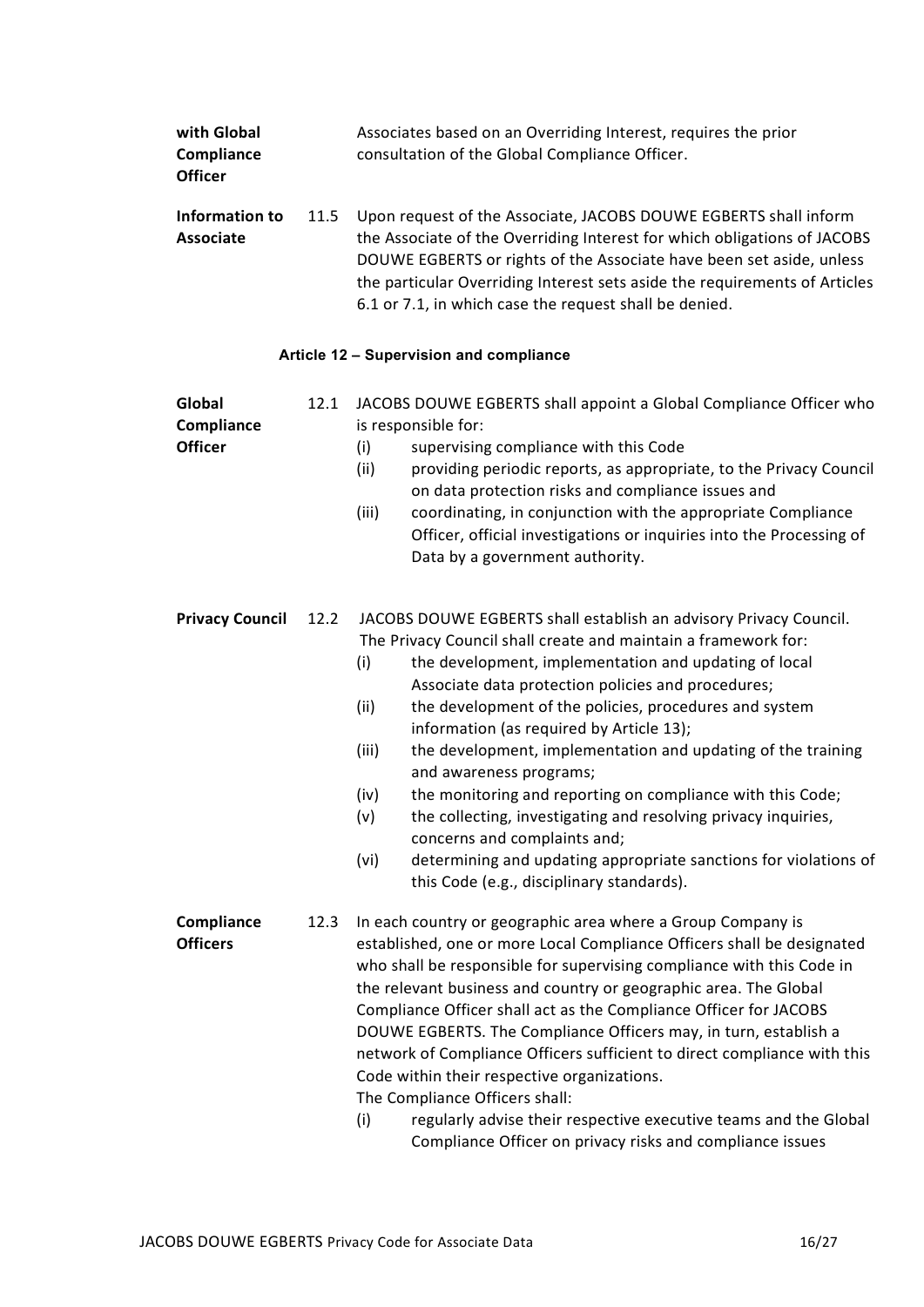**with Global Compliance Officer**

Associates based on an Overriding Interest, requires the prior consultation of the Global Compliance Officer.

**Information to Associate**

11.5 Upon request of the Associate, JACOBS DOUWE EGBERTS shall inform the Associate of the Overriding Interest for which obligations of JACOBS DOUWE EGBERTS or rights of the Associate have been set aside, unless the particular Overriding Interest sets aside the requirements of Articles 6.1 or 7.1, in which case the request shall be denied.

## Article 12 – Supervision and compliance

**Global Compliance Officer**

12.1 JACOBS DOUWE EGBERTS shall appoint a Global Compliance Officer who is responsible for:

- (i) supervising compliance with this Code
- (ii) providing periodic reports, as appropriate, to the Privacy Council on data protection risks and compliance issues and
- (iii) coordinating, in conjunction with the appropriate Compliance Officer, official investigations or inquiries into the Processing of Data by a government authority.

**Privacy Council**

12.2 JACOBS DOUWE EGBERTS shall establish an advisory Privacy Council. The Privacy Council shall create and maintain a framework for:

- (i) the development, implementation and updating of local Associate data protection policies and procedures;
- (ii) the development of the policies, procedures and system information (as required by Article 13);
- (iii) the development, implementation and updating of the training and awareness programs;
- (iv) the monitoring and reporting on compliance with this Code;
- (v) the collecting, investigating and resolving privacy inquiries, concerns and complaints and;
- (vi) determining and updating appropriate sanctions for violations of this Code (e.g., disciplinary standards).

**Compliance Officers**

12.3 In each country or geographic area where a Group Company is established, one or more Local Compliance Officers shall be designated who shall be responsible for supervising compliance with this Code in the relevant business and country or geographic area. The Global Compliance Officer shall act as the Compliance Officer for JACOBS DOUWE EGBERTS. The Compliance Officers may, in turn, establish a network of Compliance Officers sufficient to direct compliance with this Code within their respective organizations.

The Compliance Officers shall:

- (i) regularly advise their respective executive teams and the Global Compliance Officer on privacy risks and compliance issues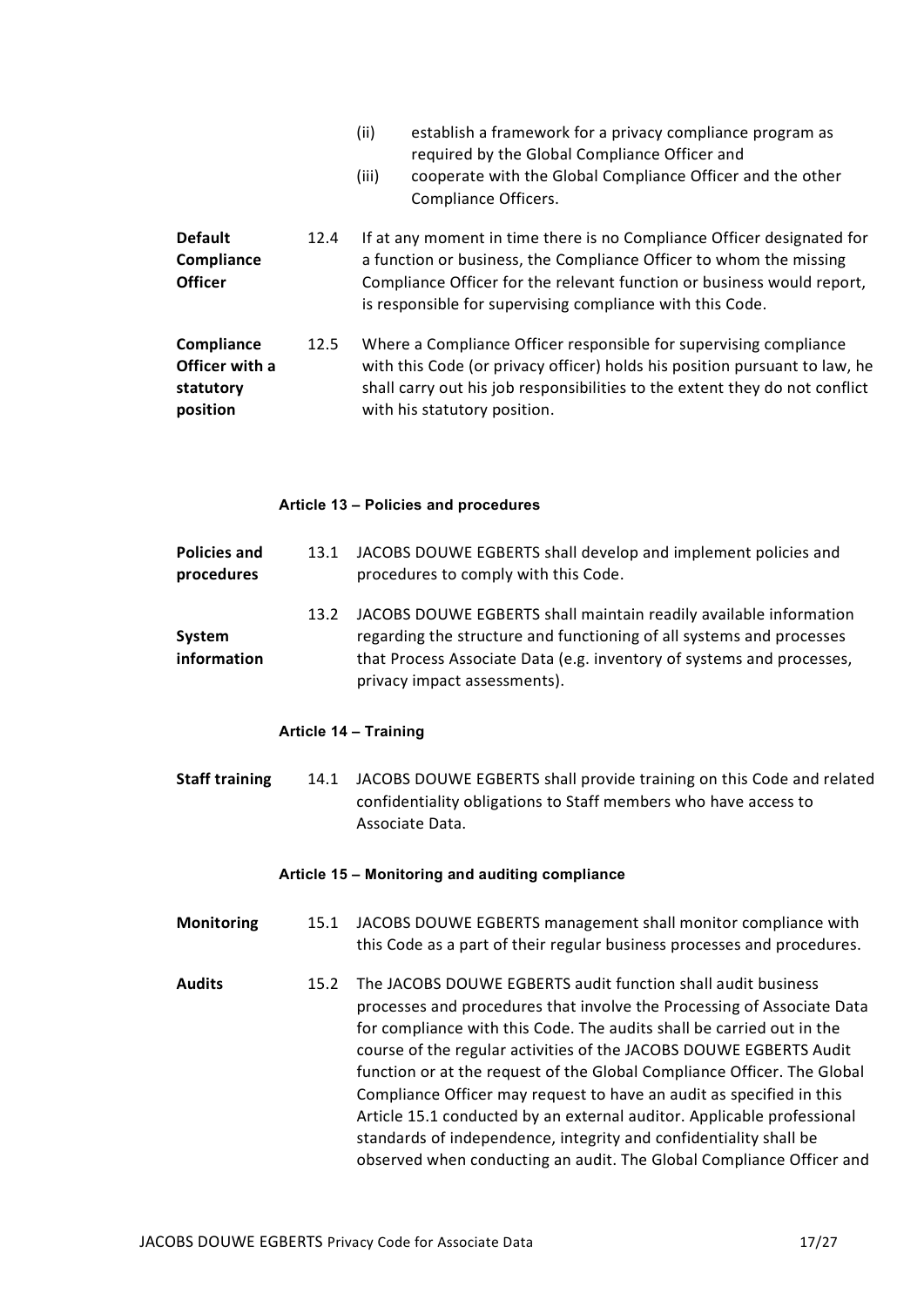(ii) establish a framework for a privacy compliance program as required by the Global Compliance Officer and

(iii) cooperate with the Global Compliance Officer and the other Compliance Officers.

**Default Compliance Officer**

12.4 If at any moment in time there is no Compliance Officer designated for a function or business, the Compliance Officer to whom the missing Compliance Officer for the relevant function or business would report, is responsible for supervising compliance with this Code.

**Compliance Officer with a statutory position**

12.5 Where a Compliance Officer responsible for supervising compliance with this Code (or privacy officer) holds his position pursuant to law, he shall carry out his job responsibilities to the extent they do not conflict with his statutory position.

#### Article 13 – Policies and procedures

**Policies and procedures**

13.1 JACOBS DOUWE EGBERTS shall develop and implement policies and procedures to comply with this Code.

**System information**

13.2 JACOBS DOUWE EGBERTS shall maintain readily available information regarding the structure and functioning of all systems and processes that Process Associate Data (e.g. inventory of systems and processes, privacy impact assessments).

#### Article 14 – Training

**Staff training**

14.1 JACOBS DOUWE EGBERTS shall provide training on this Code and related confidentiality obligations to Staff members who have access to Associate Data.

#### Article 15 – Monitoring and auditing compliance

**Monitoring**

15.1 JACOBS DOUWE EGBERTS management shall monitor compliance with this Code as a part of their regular business processes and procedures.

**Audits**

15.2 The JACOBS DOUWE EGBERTS audit function shall audit business processes and procedures that involve the Processing of Associate Data for compliance with this Code. The audits shall be carried out in the course of the regular activities of the JACOBS DOUWE EGBERTS Audit function or at the request of the Global Compliance Officer. The Global Compliance Officer may request to have an audit as specified in this Article 15.1 conducted by an external auditor. Applicable professional standards of independence, integrity and confidentiality shall be observed when conducting an audit. The Global Compliance Officer and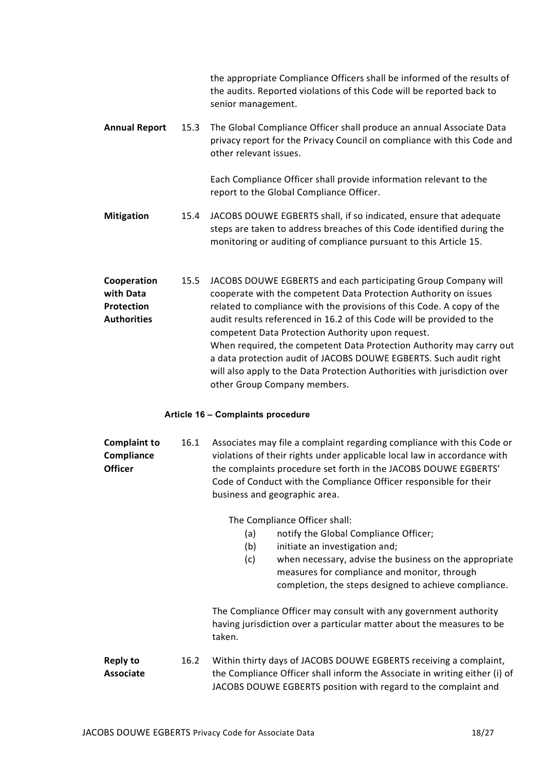the appropriate Compliance Officers shall be informed of the results of the audits. Reported violations of this Code will be reported back to senior management.

**Annual Report** 15.3 The Global Compliance Officer shall produce an annual Associate Data privacy report for the Privacy Council on compliance with this Code and other relevant issues.

Each Compliance Officer shall provide information relevant to the report to the Global Compliance Officer.

**Mitigation** 15.4 JACOBS DOUWE EGBERTS shall, if so indicated, ensure that adequate steps are taken to address breaches of this Code identified during the monitoring or auditing of compliance pursuant to this Article 15.

**Cooperation with Data Protection Authorities** 15.5 JACOBS DOUWE EGBERTS and each participating Group Company will cooperate with the competent Data Protection Authority on issues related to compliance with the provisions of this Code. A copy of the audit results referenced in 16.2 of this Code will be provided to the competent Data Protection Authority upon request.
When required, the competent Data Protection Authority may carry out a data protection audit of JACOBS DOUWE EGBERTS. Such audit right will also apply to the Data Protection Authorities with jurisdiction over other Group Company members.

### Article 16 – Complaints procedure

**Complaint to Compliance Officer** 16.1 Associates may file a complaint regarding compliance with this Code or violations of their rights under applicable local law in accordance with the complaints procedure set forth in the JACOBS DOUWE EGBERTS' Code of Conduct with the Compliance Officer responsible for their business and geographic area.

The Compliance Officer shall:

(a) notify the Global Compliance Officer;
(b) initiate an investigation and;
(c) when necessary, advise the business on the appropriate measures for compliance and monitor, through completion, the steps designed to achieve compliance.

The Compliance Officer may consult with any government authority having jurisdiction over a particular matter about the measures to be taken.

**Reply to Associate** 16.2 Within thirty days of JACOBS DOUWE EGBERTS receiving a complaint, the Compliance Officer shall inform the Associate in writing either (i) of JACOBS DOUWE EGBERTS position with regard to the complaint and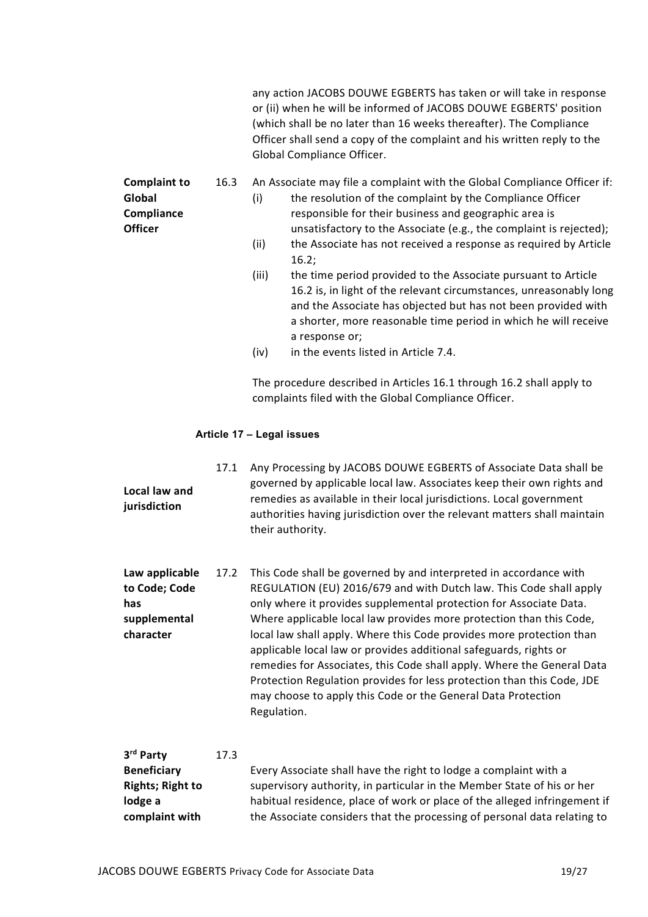any action JACOBS DOUWE EGBERTS has taken or will take in response or (ii) when he will be informed of JACOBS DOUWE EGBERTS' position (which shall be no later than 16 weeks thereafter). The Compliance Officer shall send a copy of the complaint and his written reply to the Global Compliance Officer.

**Complaint to Global Compliance Officer**

16.3 An Associate may file a complaint with the Global Compliance Officer if:

(i) the resolution of the complaint by the Compliance Officer responsible for their business and geographic area is unsatisfactory to the Associate (e.g., the complaint is rejected);

(ii) the Associate has not received a response as required by Article 16.2;

(iii) the time period provided to the Associate pursuant to Article 16.2 is, in light of the relevant circumstances, unreasonably long and the Associate has objected but has not been provided with a shorter, more reasonable time period in which he will receive a response or;

(iv) in the events listed in Article 7.4.

The procedure described in Articles 16.1 through 16.2 shall apply to complaints filed with the Global Compliance Officer.

## Article 17 – Legal issues

**Local law and jurisdiction**

17.1 Any Processing by JACOBS DOUWE EGBERTS of Associate Data shall be governed by applicable local law. Associates keep their own rights and remedies as available in their local jurisdictions. Local government authorities having jurisdiction over the relevant matters shall maintain their authority.

**Law applicable to Code; Code has supplemental character**

17.2 This Code shall be governed by and interpreted in accordance with REGULATION (EU) 2016/679 and with Dutch law. This Code shall apply only where it provides supplemental protection for Associate Data. Where applicable local law provides more protection than this Code, local law shall apply. Where this Code provides more protection than applicable local law or provides additional safeguards, rights or remedies for Associates, this Code shall apply. Where the General Data Protection Regulation provides for less protection than this Code, JDE may choose to apply this Code or the General Data Protection Regulation.

**3rd Party Beneficiary Rights; Right to lodge a complaint with**

17.3 Every Associate shall have the right to lodge a complaint with a supervisory authority, in particular in the Member State of his or her habitual residence, place of work or place of the alleged infringement if the Associate considers that the processing of personal data relating to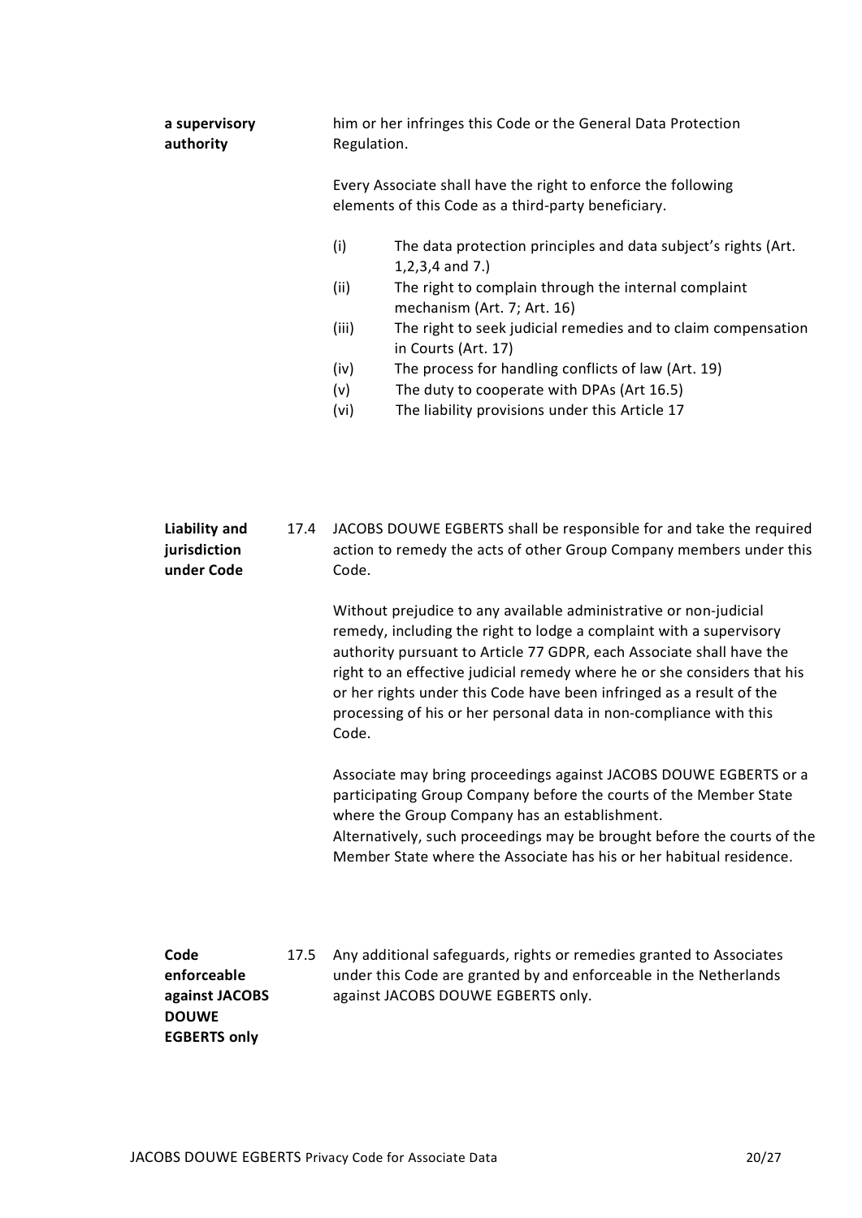**a supervisory authority**

him or her infringes this Code or the General Data Protection Regulation.

Every Associate shall have the right to enforce the following elements of this Code as a third-party beneficiary.

(i) The data protection principles and data subject's rights (Art. 1,2,3,4 and 7.)
(ii) The right to complain through the internal complaint mechanism (Art. 7; Art. 16)
(iii) The right to seek judicial remedies and to claim compensation in Courts (Art. 17)
(iv) The process for handling conflicts of law (Art. 19)
(v) The duty to cooperate with DPAs (Art 16.5)
(vi) The liability provisions under this Article 17

**Liability and jurisdiction under Code**

17.4 JACOBS DOUWE EGBERTS shall be responsible for and take the required action to remedy the acts of other Group Company members under this Code.

Without prejudice to any available administrative or non-judicial remedy, including the right to lodge a complaint with a supervisory authority pursuant to Article 77 GDPR, each Associate shall have the right to an effective judicial remedy where he or she considers that his or her rights under this Code have been infringed as a result of the processing of his or her personal data in non-compliance with this Code.

Associate may bring proceedings against JACOBS DOUWE EGBERTS or a participating Group Company before the courts of the Member State where the Group Company has an establishment.
Alternatively, such proceedings may be brought before the courts of the Member State where the Associate has his or her habitual residence.

**Code enforceable against JACOBS DOUWE EGBERTS only**

17.5 Any additional safeguards, rights or remedies granted to Associates under this Code are granted by and enforceable in the Netherlands against JACOBS DOUWE EGBERTS only.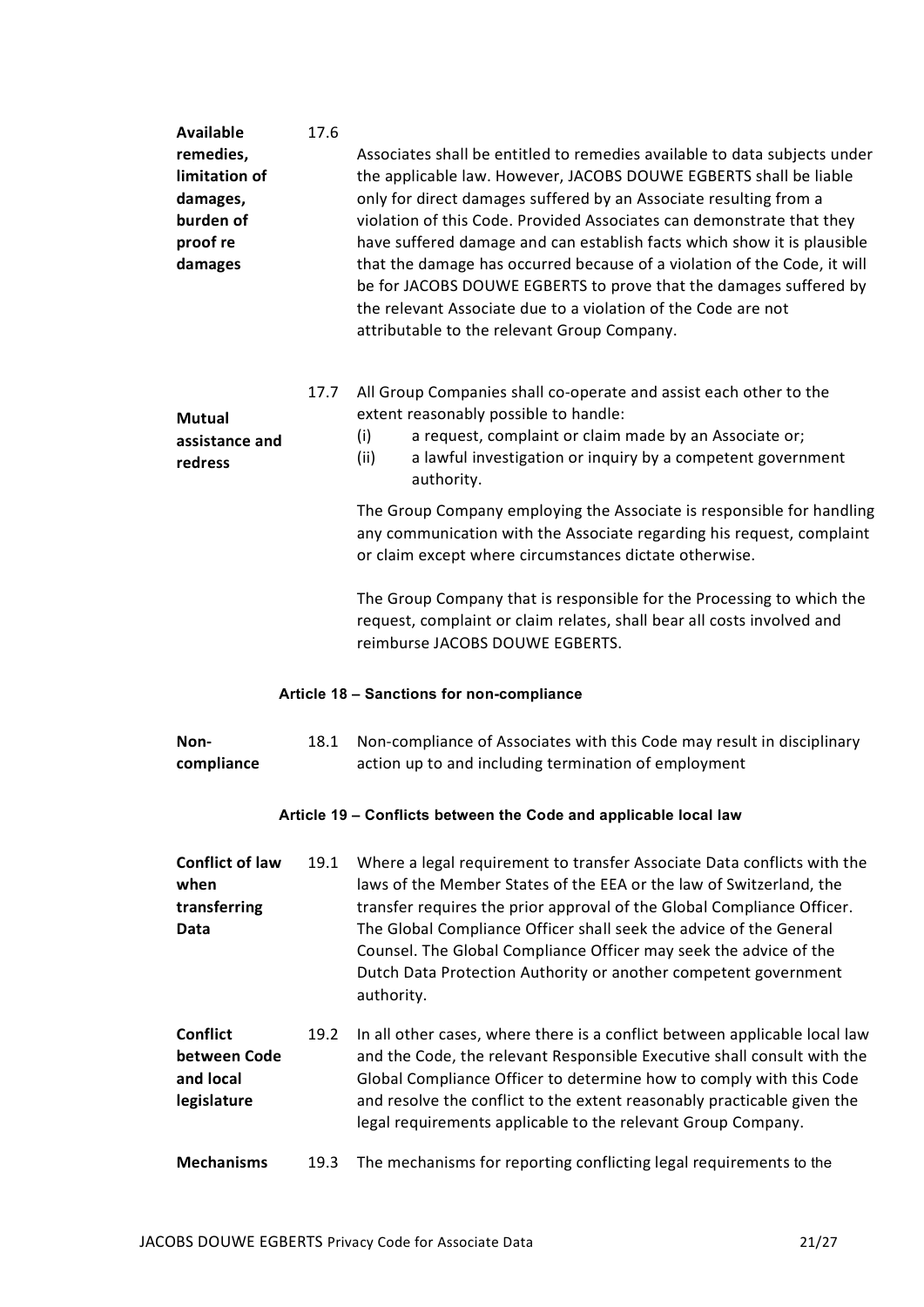**Available remedies, limitation of damages, burden of proof re damages**

17.6 Associates shall be entitled to remedies available to data subjects under the applicable law. However, JACOBS DOUWE EGBERTS shall be liable only for direct damages suffered by an Associate resulting from a violation of this Code. Provided Associates can demonstrate that they have suffered damage and can establish facts which show it is plausible that the damage has occurred because of a violation of the Code, it will be for JACOBS DOUWE EGBERTS to prove that the damages suffered by the relevant Associate due to a violation of the Code are not attributable to the relevant Group Company.

**Mutual assistance and redress**

17.7 All Group Companies shall co-operate and assist each other to the extent reasonably possible to handle:

(i) a request, complaint or claim made by an Associate or;

(ii) a lawful investigation or inquiry by a competent government authority.

The Group Company employing the Associate is responsible for handling any communication with the Associate regarding his request, complaint or claim except where circumstances dictate otherwise.

The Group Company that is responsible for the Processing to which the request, complaint or claim relates, shall bear all costs involved and reimburse JACOBS DOUWE EGBERTS.

## Article 18 – Sanctions for non-compliance

**Non-compliance**

18.1 Non-compliance of Associates with this Code may result in disciplinary action up to and including termination of employment

## Article 19 – Conflicts between the Code and applicable local law

**Conflict of law when transferring Data**

19.1 Where a legal requirement to transfer Associate Data conflicts with the laws of the Member States of the EEA or the law of Switzerland, the transfer requires the prior approval of the Global Compliance Officer. The Global Compliance Officer shall seek the advice of the General Counsel. The Global Compliance Officer may seek the advice of the Dutch Data Protection Authority or another competent government authority.

**Conflict between Code and local legislature**

19.2 In all other cases, where there is a conflict between applicable local law and the Code, the relevant Responsible Executive shall consult with the Global Compliance Officer to determine how to comply with this Code and resolve the conflict to the extent reasonably practicable given the legal requirements applicable to the relevant Group Company.

**Mechanisms**

19.3 The mechanisms for reporting conflicting legal requirements to the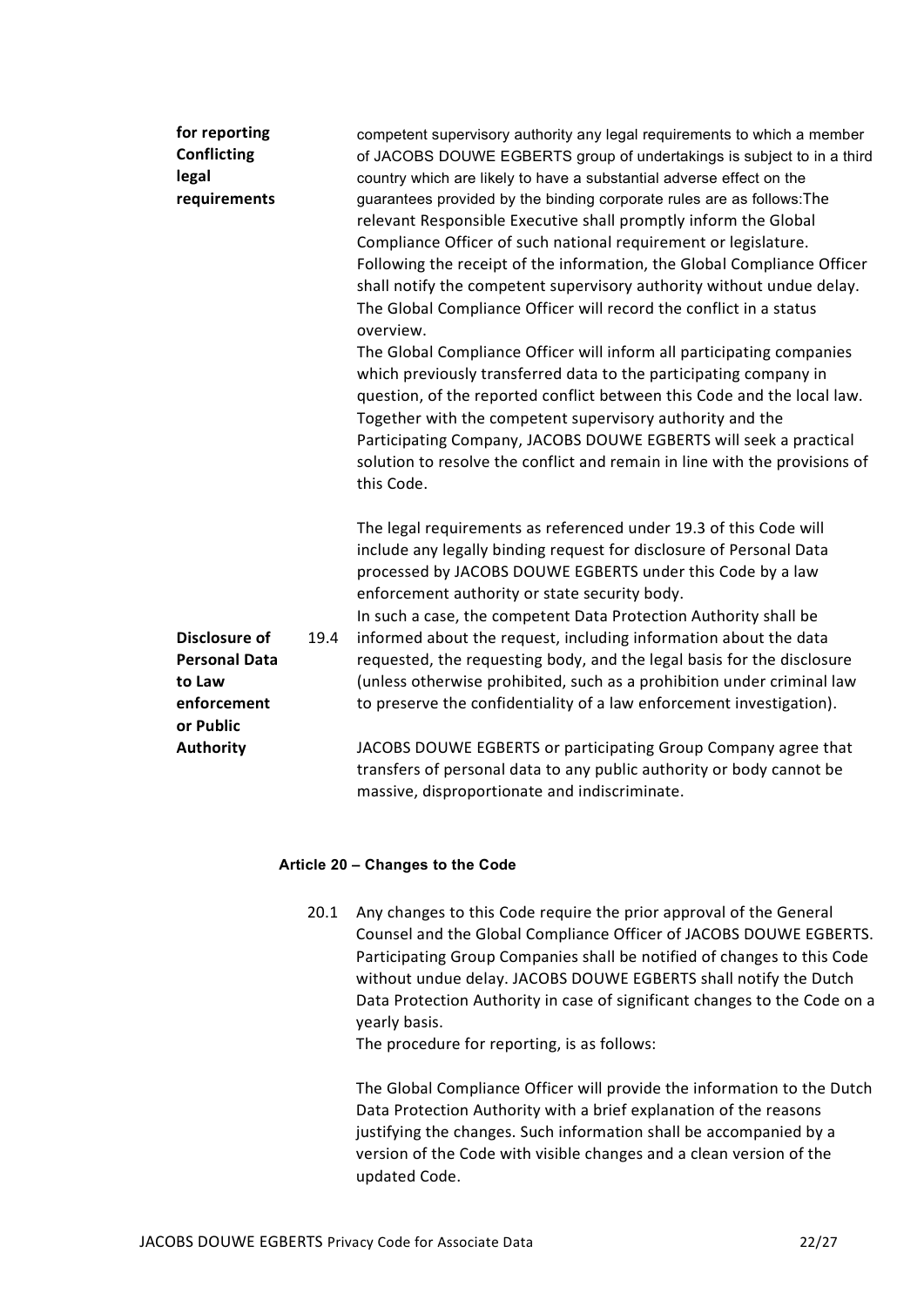**for reporting Conflicting legal requirements**

competent supervisory authority any legal requirements to which a member of JACOBS DOUWE EGBERTS group of undertakings is subject to in a third country which are likely to have a substantial adverse effect on the guarantees provided by the binding corporate rules are as follows:The relevant Responsible Executive shall promptly inform the Global Compliance Officer of such national requirement or legislature. Following the receipt of the information, the Global Compliance Officer shall notify the competent supervisory authority without undue delay. The Global Compliance Officer will record the conflict in a status overview.

The Global Compliance Officer will inform all participating companies which previously transferred data to the participating company in question, of the reported conflict between this Code and the local law. Together with the competent supervisory authority and the Participating Company, JACOBS DOUWE EGBERTS will seek a practical solution to resolve the conflict and remain in line with the provisions of this Code.

**Disclosure of Personal Data to Law enforcement or Public Authority**

19.4 The legal requirements as referenced under 19.3 of this Code will include any legally binding request for disclosure of Personal Data processed by JACOBS DOUWE EGBERTS under this Code by a law enforcement authority or state security body.
In such a case, the competent Data Protection Authority shall be informed about the request, including information about the data requested, the requesting body, and the legal basis for the disclosure (unless otherwise prohibited, such as a prohibition under criminal law to preserve the confidentiality of a law enforcement investigation).

JACOBS DOUWE EGBERTS or participating Group Company agree that transfers of personal data to any public authority or body cannot be massive, disproportionate and indiscriminate.

**Article 20 – Changes to the Code**

20.1 Any changes to this Code require the prior approval of the General Counsel and the Global Compliance Officer of JACOBS DOUWE EGBERTS. Participating Group Companies shall be notified of changes to this Code without undue delay. JACOBS DOUWE EGBERTS shall notify the Dutch Data Protection Authority in case of significant changes to the Code on a yearly basis.
The procedure for reporting, is as follows:

The Global Compliance Officer will provide the information to the Dutch Data Protection Authority with a brief explanation of the reasons justifying the changes. Such information shall be accompanied by a version of the Code with visible changes and a clean version of the updated Code.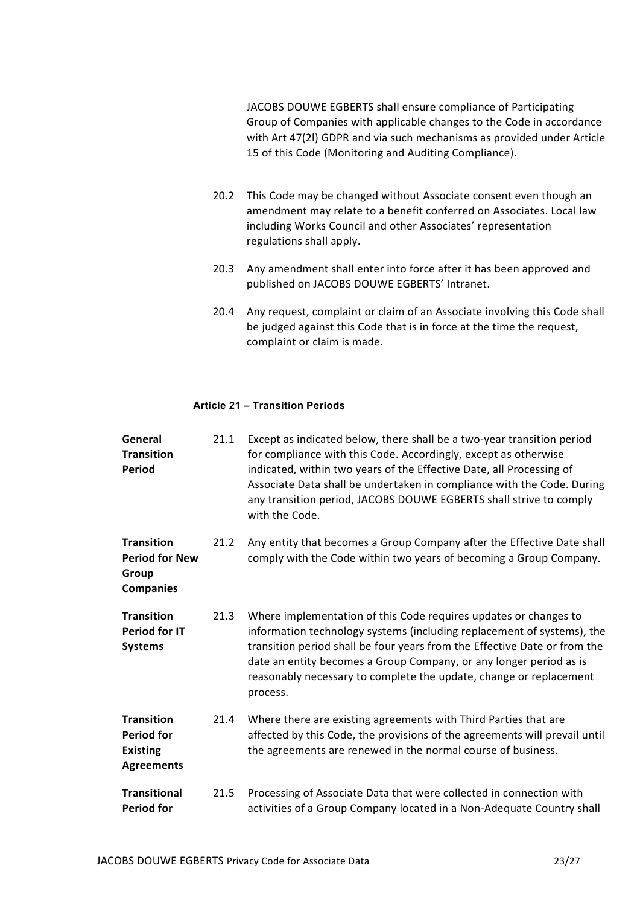JACOBS DOUWE EGBERTS shall ensure compliance of Participating Group of Companies with applicable changes to the Code in accordance with Art 47(2l) GDPR and via such mechanisms as provided under Article 15 of this Code (Monitoring and Auditing Compliance).

20.2 This Code may be changed without Associate consent even though an amendment may relate to a benefit conferred on Associates. Local law including Works Council and other Associates' representation regulations shall apply.

20.3 Any amendment shall enter into force after it has been approved and published on JACOBS DOUWE EGBERTS' Intranet.

20.4 Any request, complaint or claim of an Associate involving this Code shall be judged against this Code that is in force at the time the request, complaint or claim is made.

## Article 21 – Transition Periods

**General Transition Period**

21.1 Except as indicated below, there shall be a two-year transition period for compliance with this Code. Accordingly, except as otherwise indicated, within two years of the Effective Date, all Processing of Associate Data shall be undertaken in compliance with the Code. During any transition period, JACOBS DOUWE EGBERTS shall strive to comply with the Code.

**Transition Period for New Group Companies**

21.2 Any entity that becomes a Group Company after the Effective Date shall comply with the Code within two years of becoming a Group Company.

**Transition Period for IT Systems**

21.3 Where implementation of this Code requires updates or changes to information technology systems (including replacement of systems), the transition period shall be four years from the Effective Date or from the date an entity becomes a Group Company, or any longer period as is reasonably necessary to complete the update, change or replacement process.

**Transition Period for Existing Agreements**

21.4 Where there are existing agreements with Third Parties that are affected by this Code, the provisions of the agreements will prevail until the agreements are renewed in the normal course of business.

**Transitional Period for**

21.5 Processing of Associate Data that were collected in connection with activities of a Group Company located in a Non-Adequate Country shall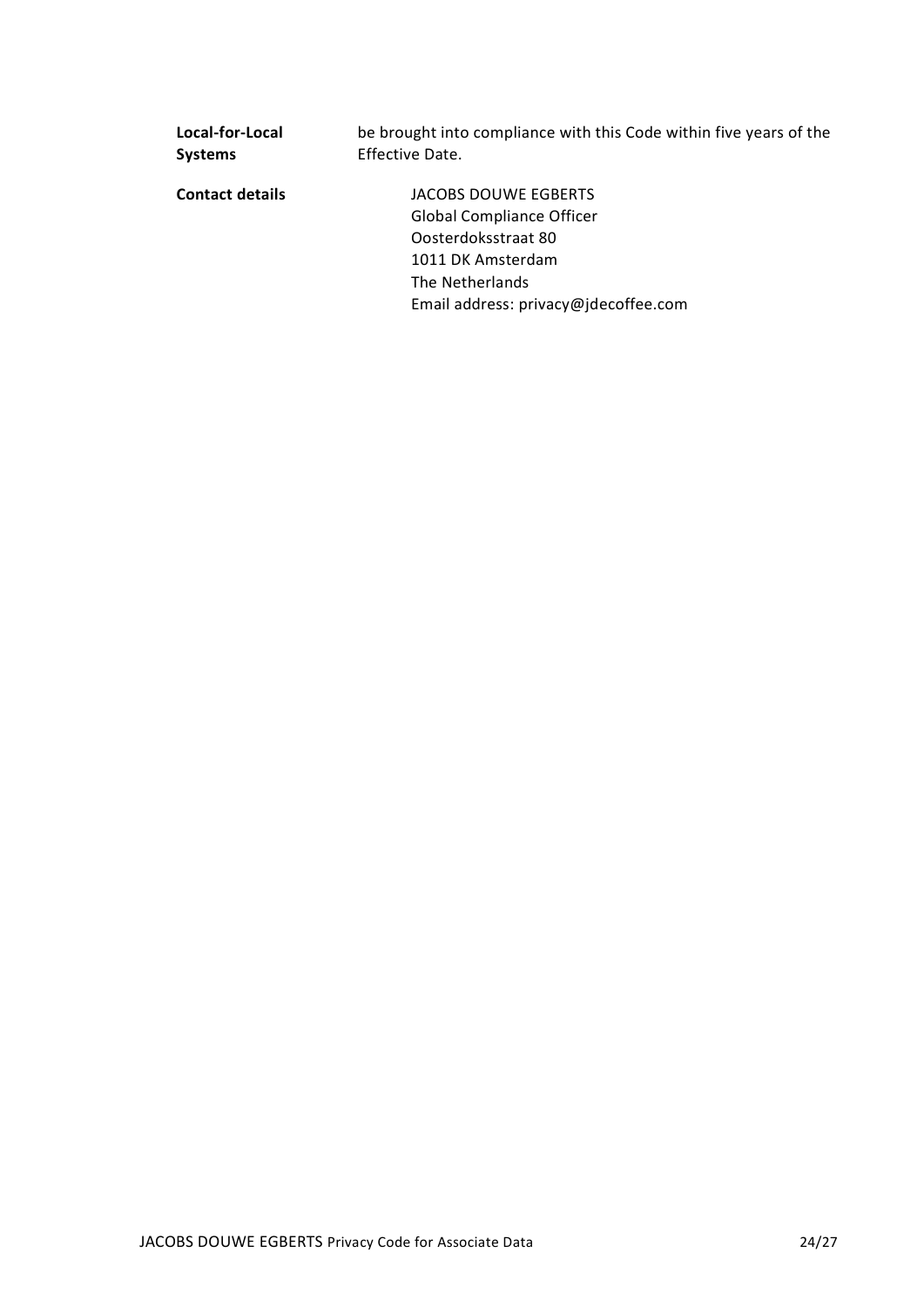**Local-for-Local Systems** be brought into compliance with this Code within five years of the Effective Date.

**Contact details**

JACOBS DOUWE EGBERTS
Global Compliance Officer
Oosterdoksstraat 80
1011 DK Amsterdam
The Netherlands
Email address: privacy@jdecoffee.com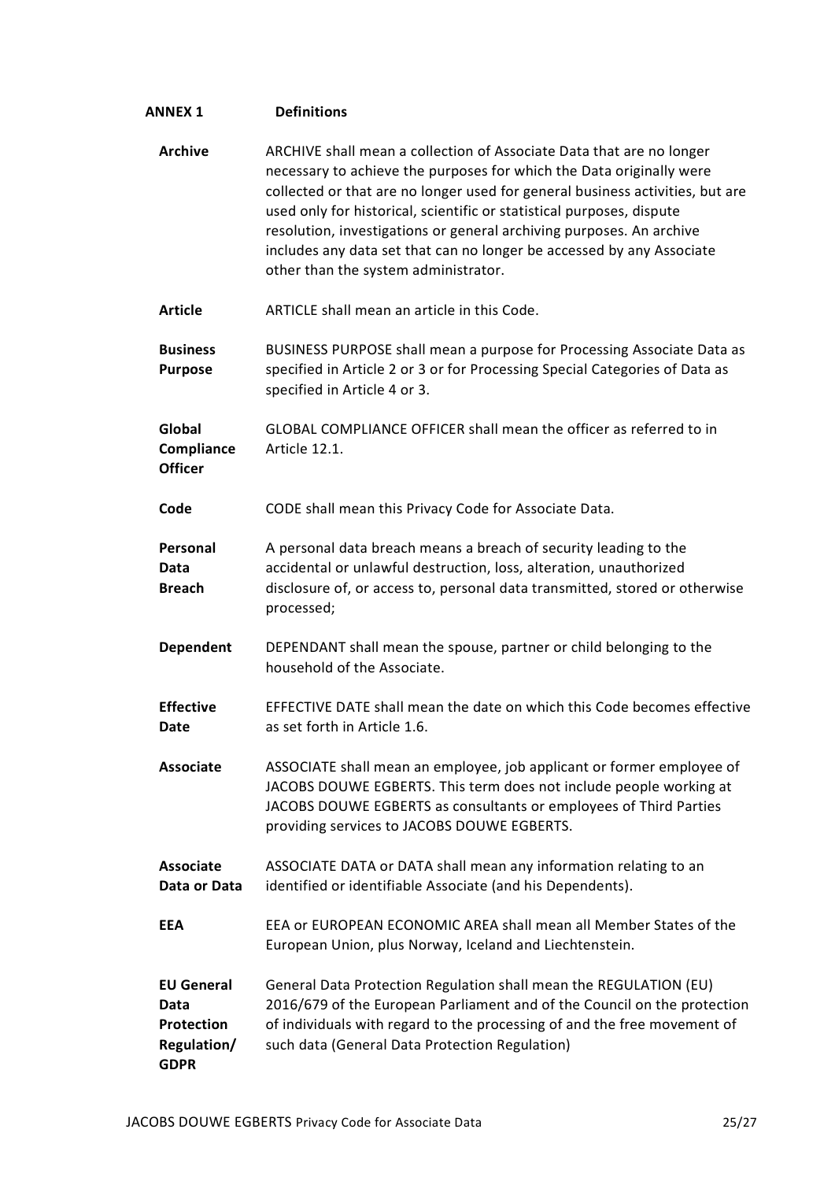## ANNEX 1 Definitions

**Archive**
ARCHIVE shall mean a collection of Associate Data that are no longer necessary to achieve the purposes for which the Data originally were collected or that are no longer used for general business activities, but are used only for historical, scientific or statistical purposes, dispute resolution, investigations or general archiving purposes. An archive includes any data set that can no longer be accessed by any Associate other than the system administrator.

**Article**
ARTICLE shall mean an article in this Code.

**Business Purpose**
BUSINESS PURPOSE shall mean a purpose for Processing Associate Data as specified in Article 2 or 3 or for Processing Special Categories of Data as specified in Article 4 or 3.

**Global Compliance Officer**
GLOBAL COMPLIANCE OFFICER shall mean the officer as referred to in Article 12.1.

**Code**
CODE shall mean this Privacy Code for Associate Data.

**Personal Data Breach**
A personal data breach means a breach of security leading to the accidental or unlawful destruction, loss, alteration, unauthorized disclosure of, or access to, personal data transmitted, stored or otherwise processed;

**Dependent**
DEPENDANT shall mean the spouse, partner or child belonging to the household of the Associate.

**Effective Date**
EFFECTIVE DATE shall mean the date on which this Code becomes effective as set forth in Article 1.6.

**Associate**
ASSOCIATE shall mean an employee, job applicant or former employee of JACOBS DOUWE EGBERTS. This term does not include people working at JACOBS DOUWE EGBERTS as consultants or employees of Third Parties providing services to JACOBS DOUWE EGBERTS.

**Associate Data or Data**
ASSOCIATE DATA or DATA shall mean any information relating to an identified or identifiable Associate (and his Dependents).

**EEA**
EEA or EUROPEAN ECONOMIC AREA shall mean all Member States of the European Union, plus Norway, Iceland and Liechtenstein.

**EU General Data Protection Regulation/ GDPR**
General Data Protection Regulation shall mean the REGULATION (EU) 2016/679 of the European Parliament and of the Council on the protection of individuals with regard to the processing of and the free movement of such data (General Data Protection Regulation)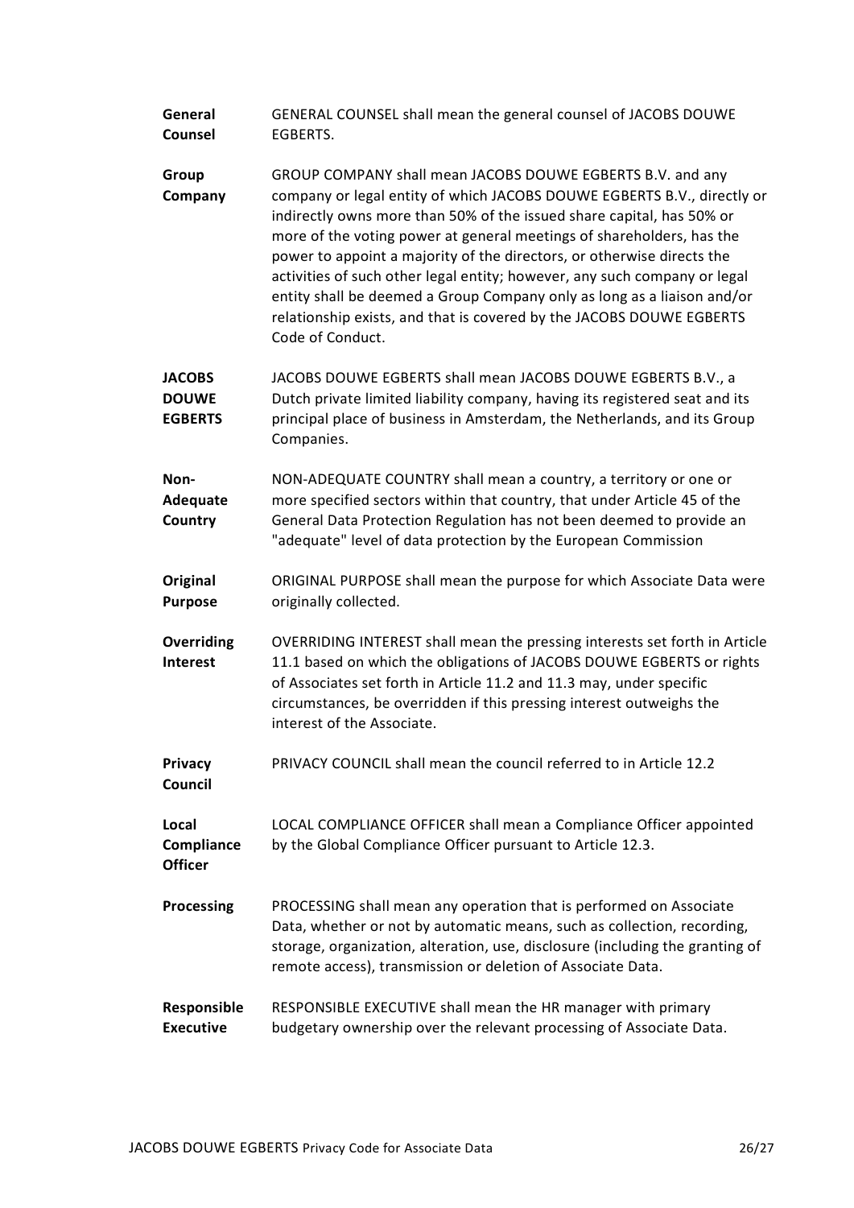| | |
|---|---|
| **General Counsel** | GENERAL COUNSEL shall mean the general counsel of JACOBS DOUWE EGBERTS. |
| **Group Company** | GROUP COMPANY shall mean JACOBS DOUWE EGBERTS B.V. and any company or legal entity of which JACOBS DOUWE EGBERTS B.V., directly or indirectly owns more than 50% of the issued share capital, has 50% or more of the voting power at general meetings of shareholders, has the power to appoint a majority of the directors, or otherwise directs the activities of such other legal entity; however, any such company or legal entity shall be deemed a Group Company only as long as a liaison and/or relationship exists, and that is covered by the JACOBS DOUWE EGBERTS Code of Conduct. |
| **JACOBS DOUWE EGBERTS** | JACOBS DOUWE EGBERTS shall mean JACOBS DOUWE EGBERTS B.V., a Dutch private limited liability company, having its registered seat and its principal place of business in Amsterdam, the Netherlands, and its Group Companies. |
| **Non-Adequate Country** | NON-ADEQUATE COUNTRY shall mean a country, a territory or one or more specified sectors within that country, that under Article 45 of the General Data Protection Regulation has not been deemed to provide an "adequate" level of data protection by the European Commission |
| **Original Purpose** | ORIGINAL PURPOSE shall mean the purpose for which Associate Data were originally collected. |
| **Overriding Interest** | OVERRIDING INTEREST shall mean the pressing interests set forth in Article 11.1 based on which the obligations of JACOBS DOUWE EGBERTS or rights of Associates set forth in Article 11.2 and 11.3 may, under specific circumstances, be overridden if this pressing interest outweighs the interest of the Associate. |
| **Privacy Council** | PRIVACY COUNCIL shall mean the council referred to in Article 12.2 |
| **Local Compliance Officer** | LOCAL COMPLIANCE OFFICER shall mean a Compliance Officer appointed by the Global Compliance Officer pursuant to Article 12.3. |
| **Processing** | PROCESSING shall mean any operation that is performed on Associate Data, whether or not by automatic means, such as collection, recording, storage, organization, alteration, use, disclosure (including the granting of remote access), transmission or deletion of Associate Data. |
| **Responsible Executive** | RESPONSIBLE EXECUTIVE shall mean the HR manager with primary budgetary ownership over the relevant processing of Associate Data. |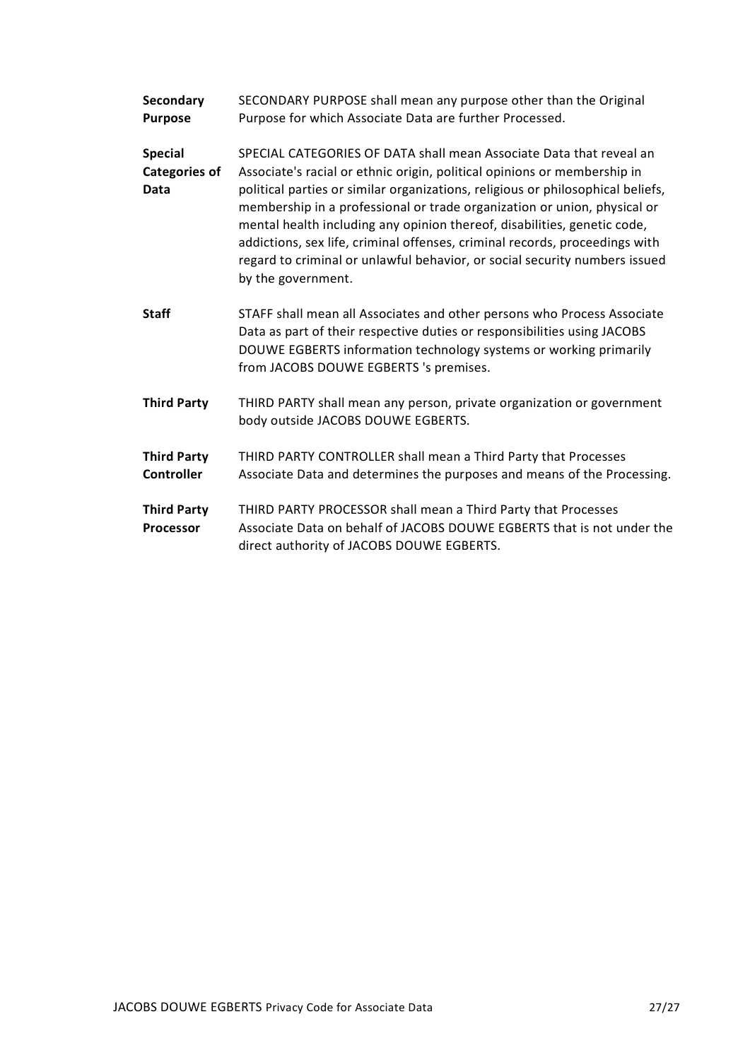| | |
|---|---|
| **Secondary Purpose** | SECONDARY PURPOSE shall mean any purpose other than the Original Purpose for which Associate Data are further Processed. |
| **Special Categories of Data** | SPECIAL CATEGORIES OF DATA shall mean Associate Data that reveal an Associate's racial or ethnic origin, political opinions or membership in political parties or similar organizations, religious or philosophical beliefs, membership in a professional or trade organization or union, physical or mental health including any opinion thereof, disabilities, genetic code, addictions, sex life, criminal offenses, criminal records, proceedings with regard to criminal or unlawful behavior, or social security numbers issued by the government. |
| **Staff** | STAFF shall mean all Associates and other persons who Process Associate Data as part of their respective duties or responsibilities using JACOBS DOUWE EGBERTS information technology systems or working primarily from JACOBS DOUWE EGBERTS 's premises. |
| **Third Party** | THIRD PARTY shall mean any person, private organization or government body outside JACOBS DOUWE EGBERTS. |
| **Third Party Controller** | THIRD PARTY CONTROLLER shall mean a Third Party that Processes Associate Data and determines the purposes and means of the Processing. |
| **Third Party Processor** | THIRD PARTY PROCESSOR shall mean a Third Party that Processes Associate Data on behalf of JACOBS DOUWE EGBERTS that is not under the direct authority of JACOBS DOUWE EGBERTS. |